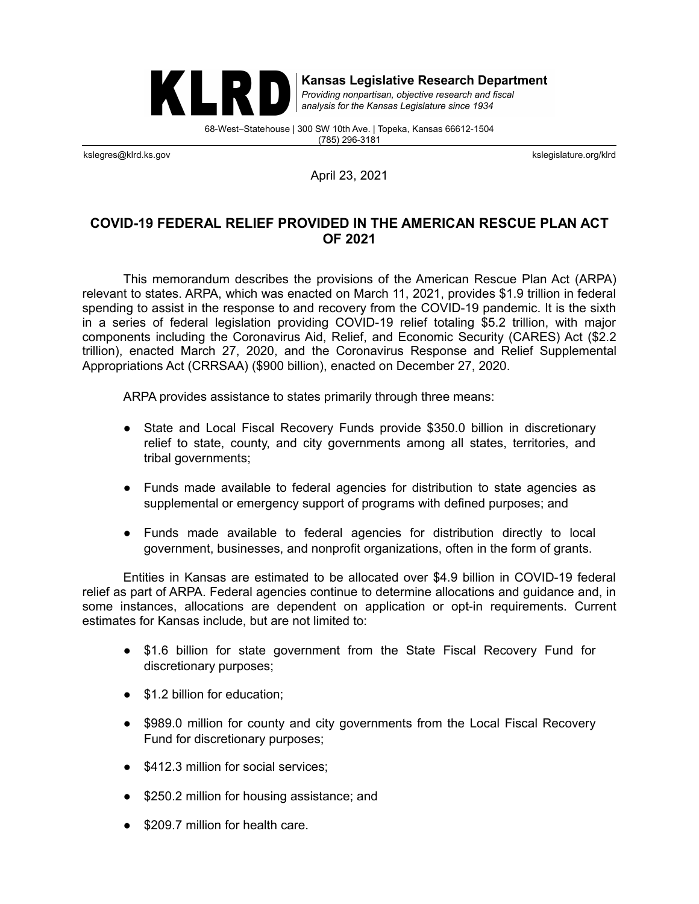**KLRD** | **Kansas Legislative Research Department**
*Providing nonpartisan, objective research and fiscal analysis for the Kansas Legislature since 1934*

68-West–Statehouse | 300 SW 10th Ave. | Topeka, Kansas 66612-1504
(785) 296-3181

kslegres@klrd.ks.gov kslegislature.org/klrd

April 23, 2021

## COVID-19 FEDERAL RELIEF PROVIDED IN THE AMERICAN RESCUE PLAN ACT OF 2021

This memorandum describes the provisions of the American Rescue Plan Act (ARPA) relevant to states. ARPA, which was enacted on March 11, 2021, provides $1.9 trillion in federal spending to assist in the response to and recovery from the COVID-19 pandemic. It is the sixth in a series of federal legislation providing COVID-19 relief totaling $5.2 trillion, with major components including the Coronavirus Aid, Relief, and Economic Security (CARES) Act ($2.2 trillion), enacted March 27, 2020, and the Coronavirus Response and Relief Supplemental Appropriations Act (CRRSAA) ($900 billion), enacted on December 27, 2020.

ARPA provides assistance to states primarily through three means:

- State and Local Fiscal Recovery Funds provide $350.0 billion in discretionary relief to state, county, and city governments among all states, territories, and tribal governments;
- Funds made available to federal agencies for distribution to state agencies as supplemental or emergency support of programs with defined purposes; and
- Funds made available to federal agencies for distribution directly to local government, businesses, and nonprofit organizations, often in the form of grants.

Entities in Kansas are estimated to be allocated over $4.9 billion in COVID-19 federal relief as part of ARPA. Federal agencies continue to determine allocations and guidance and, in some instances, allocations are dependent on application or opt-in requirements. Current estimates for Kansas include, but are not limited to:

- $1.6 billion for state government from the State Fiscal Recovery Fund for discretionary purposes;
- $1.2 billion for education;
- $989.0 million for county and city governments from the Local Fiscal Recovery Fund for discretionary purposes;
- $412.3 million for social services;
- $250.2 million for housing assistance; and
- $209.7 million for health care.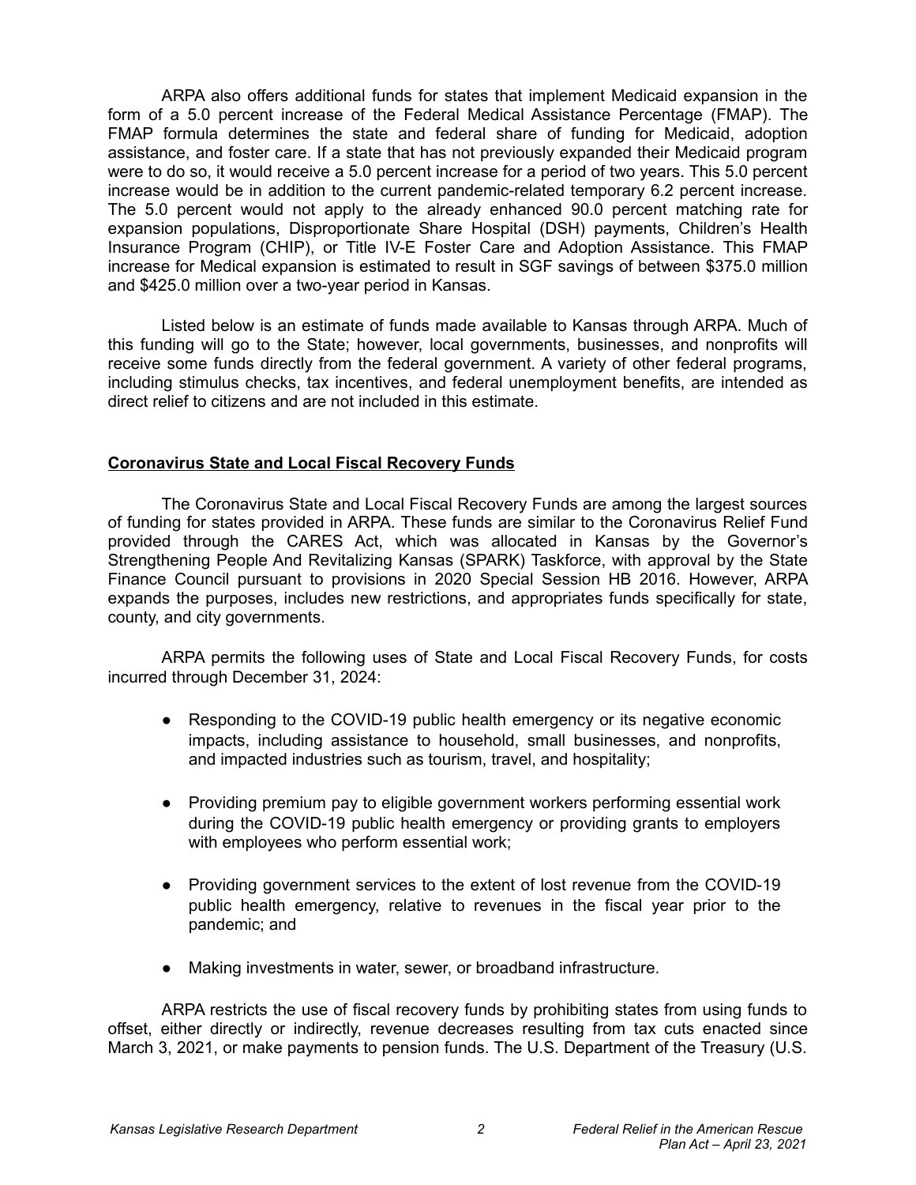ARPA also offers additional funds for states that implement Medicaid expansion in the form of a 5.0 percent increase of the Federal Medical Assistance Percentage (FMAP). The FMAP formula determines the state and federal share of funding for Medicaid, adoption assistance, and foster care. If a state that has not previously expanded their Medicaid program were to do so, it would receive a 5.0 percent increase for a period of two years. This 5.0 percent increase would be in addition to the current pandemic-related temporary 6.2 percent increase. The 5.0 percent would not apply to the already enhanced 90.0 percent matching rate for expansion populations, Disproportionate Share Hospital (DSH) payments, Children's Health Insurance Program (CHIP), or Title IV-E Foster Care and Adoption Assistance. This FMAP increase for Medical expansion is estimated to result in SGF savings of between $375.0 million and $425.0 million over a two-year period in Kansas.

Listed below is an estimate of funds made available to Kansas through ARPA. Much of this funding will go to the State; however, local governments, businesses, and nonprofits will receive some funds directly from the federal government. A variety of other federal programs, including stimulus checks, tax incentives, and federal unemployment benefits, are intended as direct relief to citizens and are not included in this estimate.

## Coronavirus State and Local Fiscal Recovery Funds

The Coronavirus State and Local Fiscal Recovery Funds are among the largest sources of funding for states provided in ARPA. These funds are similar to the Coronavirus Relief Fund provided through the CARES Act, which was allocated in Kansas by the Governor's Strengthening People And Revitalizing Kansas (SPARK) Taskforce, with approval by the State Finance Council pursuant to provisions in 2020 Special Session HB 2016. However, ARPA expands the purposes, includes new restrictions, and appropriates funds specifically for state, county, and city governments.

ARPA permits the following uses of State and Local Fiscal Recovery Funds, for costs incurred through December 31, 2024:

- Responding to the COVID-19 public health emergency or its negative economic impacts, including assistance to household, small businesses, and nonprofits, and impacted industries such as tourism, travel, and hospitality;
- Providing premium pay to eligible government workers performing essential work during the COVID-19 public health emergency or providing grants to employers with employees who perform essential work;
- Providing government services to the extent of lost revenue from the COVID-19 public health emergency, relative to revenues in the fiscal year prior to the pandemic; and
- Making investments in water, sewer, or broadband infrastructure.

ARPA restricts the use of fiscal recovery funds by prohibiting states from using funds to offset, either directly or indirectly, revenue decreases resulting from tax cuts enacted since March 3, 2021, or make payments to pension funds. The U.S. Department of the Treasury (U.S.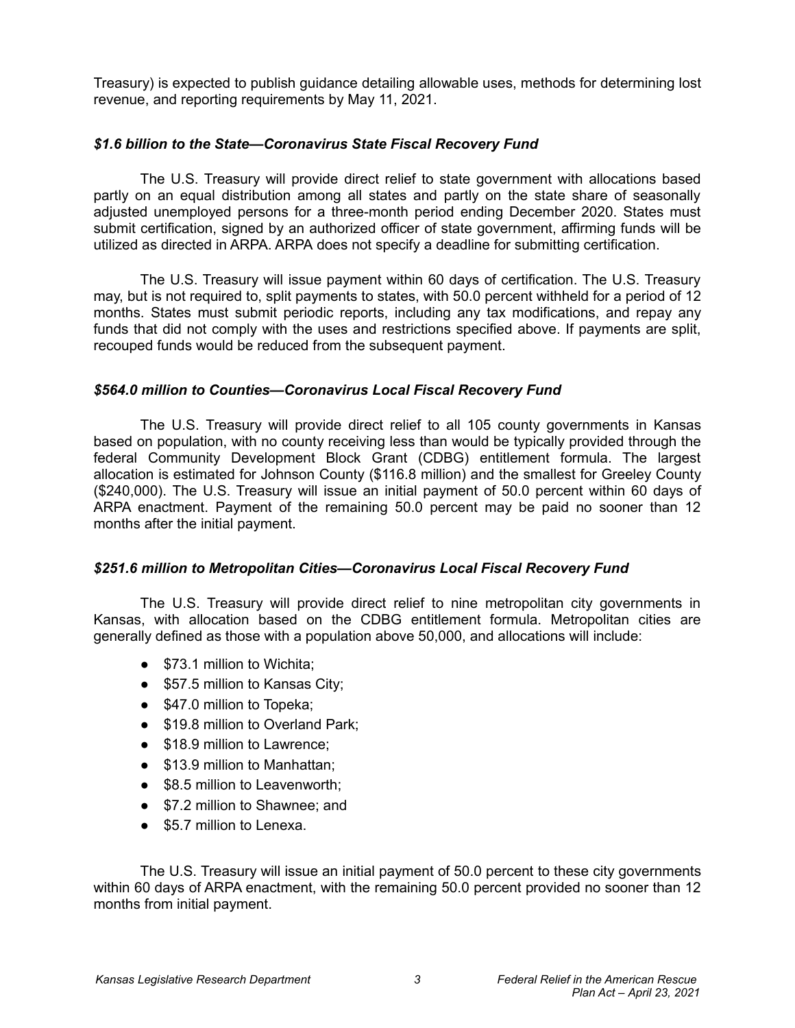Treasury) is expected to publish guidance detailing allowable uses, methods for determining lost revenue, and reporting requirements by May 11, 2021.

### *$1.6 billion to the State—Coronavirus State Fiscal Recovery Fund*

The U.S. Treasury will provide direct relief to state government with allocations based partly on an equal distribution among all states and partly on the state share of seasonally adjusted unemployed persons for a three-month period ending December 2020. States must submit certification, signed by an authorized officer of state government, affirming funds will be utilized as directed in ARPA. ARPA does not specify a deadline for submitting certification.

The U.S. Treasury will issue payment within 60 days of certification. The U.S. Treasury may, but is not required to, split payments to states, with 50.0 percent withheld for a period of 12 months. States must submit periodic reports, including any tax modifications, and repay any funds that did not comply with the uses and restrictions specified above. If payments are split, recouped funds would be reduced from the subsequent payment.

### *$564.0 million to Counties—Coronavirus Local Fiscal Recovery Fund*

The U.S. Treasury will provide direct relief to all 105 county governments in Kansas based on population, with no county receiving less than would be typically provided through the federal Community Development Block Grant (CDBG) entitlement formula. The largest allocation is estimated for Johnson County ($116.8 million) and the smallest for Greeley County ($240,000). The U.S. Treasury will issue an initial payment of 50.0 percent within 60 days of ARPA enactment. Payment of the remaining 50.0 percent may be paid no sooner than 12 months after the initial payment.

### *$251.6 million to Metropolitan Cities—Coronavirus Local Fiscal Recovery Fund*

The U.S. Treasury will provide direct relief to nine metropolitan city governments in Kansas, with allocation based on the CDBG entitlement formula. Metropolitan cities are generally defined as those with a population above 50,000, and allocations will include:

- $73.1 million to Wichita;
- $57.5 million to Kansas City;
- $47.0 million to Topeka;
- $19.8 million to Overland Park;
- $18.9 million to Lawrence;
- $13.9 million to Manhattan;
- $8.5 million to Leavenworth;
- $7.2 million to Shawnee; and
- $5.7 million to Lenexa.

The U.S. Treasury will issue an initial payment of 50.0 percent to these city governments within 60 days of ARPA enactment, with the remaining 50.0 percent provided no sooner than 12 months from initial payment.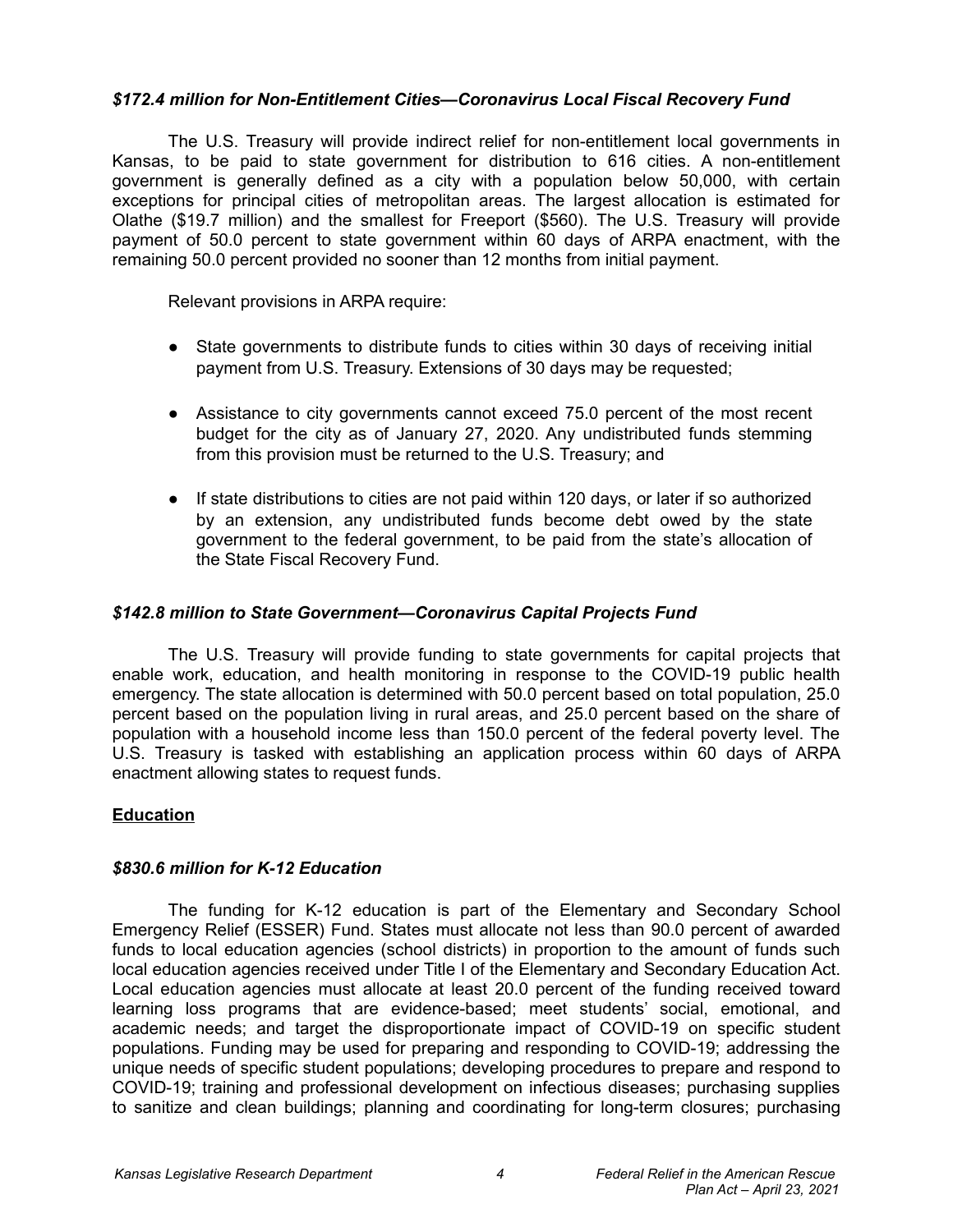***$172.4 million for Non-Entitlement Cities—Coronavirus Local Fiscal Recovery Fund***

The U.S. Treasury will provide indirect relief for non-entitlement local governments in Kansas, to be paid to state government for distribution to 616 cities. A non-entitlement government is generally defined as a city with a population below 50,000, with certain exceptions for principal cities of metropolitan areas. The largest allocation is estimated for Olathe ($19.7 million) and the smallest for Freeport ($560). The U.S. Treasury will provide payment of 50.0 percent to state government within 60 days of ARPA enactment, with the remaining 50.0 percent provided no sooner than 12 months from initial payment.

Relevant provisions in ARPA require:

- State governments to distribute funds to cities within 30 days of receiving initial payment from U.S. Treasury. Extensions of 30 days may be requested;
- Assistance to city governments cannot exceed 75.0 percent of the most recent budget for the city as of January 27, 2020. Any undistributed funds stemming from this provision must be returned to the U.S. Treasury; and
- If state distributions to cities are not paid within 120 days, or later if so authorized by an extension, any undistributed funds become debt owed by the state government to the federal government, to be paid from the state's allocation of the State Fiscal Recovery Fund.

***$142.8 million to State Government—Coronavirus Capital Projects Fund***

The U.S. Treasury will provide funding to state governments for capital projects that enable work, education, and health monitoring in response to the COVID-19 public health emergency. The state allocation is determined with 50.0 percent based on total population, 25.0 percent based on the population living in rural areas, and 25.0 percent based on the share of population with a household income less than 150.0 percent of the federal poverty level. The U.S. Treasury is tasked with establishing an application process within 60 days of ARPA enactment allowing states to request funds.

## Education

***$830.6 million for K-12 Education***

The funding for K-12 education is part of the Elementary and Secondary School Emergency Relief (ESSER) Fund. States must allocate not less than 90.0 percent of awarded funds to local education agencies (school districts) in proportion to the amount of funds such local education agencies received under Title I of the Elementary and Secondary Education Act. Local education agencies must allocate at least 20.0 percent of the funding received toward learning loss programs that are evidence-based; meet students' social, emotional, and academic needs; and target the disproportionate impact of COVID-19 on specific student populations. Funding may be used for preparing and responding to COVID-19; addressing the unique needs of specific student populations; developing procedures to prepare and respond to COVID-19; training and professional development on infectious diseases; purchasing supplies to sanitize and clean buildings; planning and coordinating for long-term closures; purchasing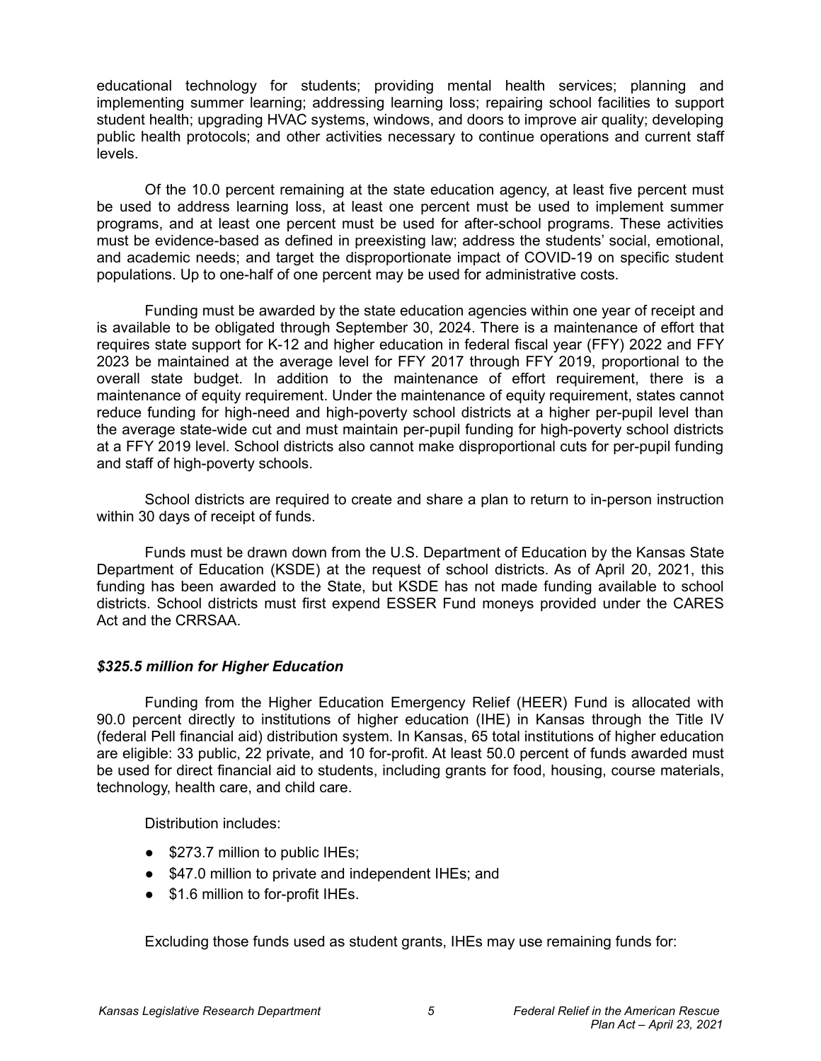educational technology for students; providing mental health services; planning and implementing summer learning; addressing learning loss; repairing school facilities to support student health; upgrading HVAC systems, windows, and doors to improve air quality; developing public health protocols; and other activities necessary to continue operations and current staff levels.

Of the 10.0 percent remaining at the state education agency, at least five percent must be used to address learning loss, at least one percent must be used to implement summer programs, and at least one percent must be used for after-school programs. These activities must be evidence-based as defined in preexisting law; address the students' social, emotional, and academic needs; and target the disproportionate impact of COVID-19 on specific student populations. Up to one-half of one percent may be used for administrative costs.

Funding must be awarded by the state education agencies within one year of receipt and is available to be obligated through September 30, 2024. There is a maintenance of effort that requires state support for K-12 and higher education in federal fiscal year (FFY) 2022 and FFY 2023 be maintained at the average level for FFY 2017 through FFY 2019, proportional to the overall state budget. In addition to the maintenance of effort requirement, there is a maintenance of equity requirement. Under the maintenance of equity requirement, states cannot reduce funding for high-need and high-poverty school districts at a higher per-pupil level than the average state-wide cut and must maintain per-pupil funding for high-poverty school districts at a FFY 2019 level. School districts also cannot make disproportional cuts for per-pupil funding and staff of high-poverty schools.

School districts are required to create and share a plan to return to in-person instruction within 30 days of receipt of funds.

Funds must be drawn down from the U.S. Department of Education by the Kansas State Department of Education (KSDE) at the request of school districts. As of April 20, 2021, this funding has been awarded to the State, but KSDE has not made funding available to school districts. School districts must first expend ESSER Fund moneys provided under the CARES Act and the CRRSAA.

### ***$325.5 million for Higher Education***

Funding from the Higher Education Emergency Relief (HEER) Fund is allocated with 90.0 percent directly to institutions of higher education (IHE) in Kansas through the Title IV (federal Pell financial aid) distribution system. In Kansas, 65 total institutions of higher education are eligible: 33 public, 22 private, and 10 for-profit. At least 50.0 percent of funds awarded must be used for direct financial aid to students, including grants for food, housing, course materials, technology, health care, and child care.

Distribution includes:

- $273.7 million to public IHEs;
- $47.0 million to private and independent IHEs; and
- $1.6 million to for-profit IHEs.

Excluding those funds used as student grants, IHEs may use remaining funds for: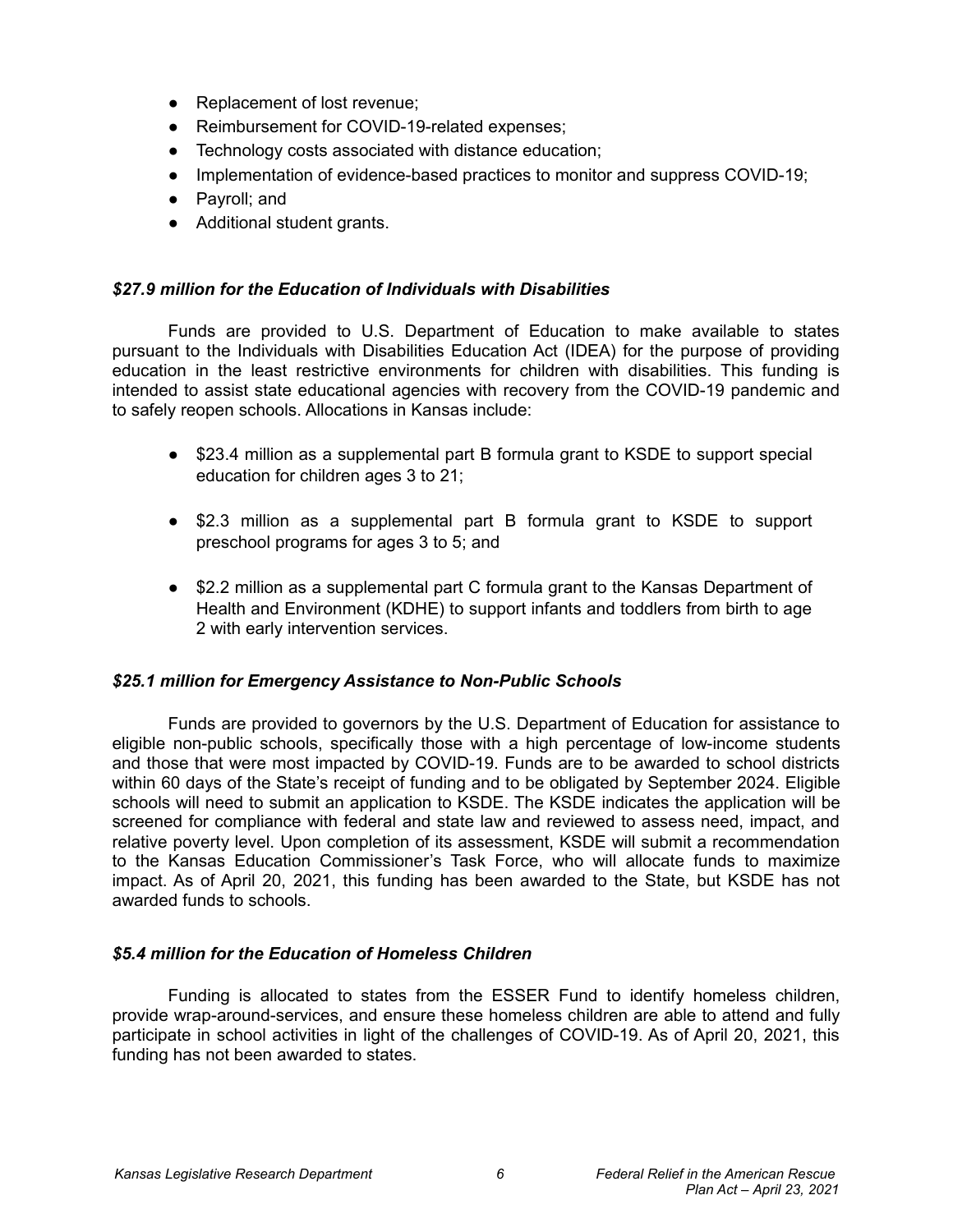- Replacement of lost revenue;
- Reimbursement for COVID-19-related expenses;
- Technology costs associated with distance education;
- Implementation of evidence-based practices to monitor and suppress COVID-19;
- Payroll; and
- Additional student grants.

***$27.9 million for the Education of Individuals with Disabilities***

Funds are provided to U.S. Department of Education to make available to states pursuant to the Individuals with Disabilities Education Act (IDEA) for the purpose of providing education in the least restrictive environments for children with disabilities. This funding is intended to assist state educational agencies with recovery from the COVID-19 pandemic and to safely reopen schools. Allocations in Kansas include:

- $23.4 million as a supplemental part B formula grant to KSDE to support special education for children ages 3 to 21;

- $2.3 million as a supplemental part B formula grant to KSDE to support preschool programs for ages 3 to 5; and

- $2.2 million as a supplemental part C formula grant to the Kansas Department of Health and Environment (KDHE) to support infants and toddlers from birth to age 2 with early intervention services.

***$25.1 million for Emergency Assistance to Non-Public Schools***

Funds are provided to governors by the U.S. Department of Education for assistance to eligible non-public schools, specifically those with a high percentage of low-income students and those that were most impacted by COVID-19. Funds are to be awarded to school districts within 60 days of the State's receipt of funding and to be obligated by September 2024. Eligible schools will need to submit an application to KSDE. The KSDE indicates the application will be screened for compliance with federal and state law and reviewed to assess need, impact, and relative poverty level. Upon completion of its assessment, KSDE will submit a recommendation to the Kansas Education Commissioner's Task Force, who will allocate funds to maximize impact. As of April 20, 2021, this funding has been awarded to the State, but KSDE has not awarded funds to schools.

***$5.4 million for the Education of Homeless Children***

Funding is allocated to states from the ESSER Fund to identify homeless children, provide wrap-around-services, and ensure these homeless children are able to attend and fully participate in school activities in light of the challenges of COVID-19. As of April 20, 2021, this funding has not been awarded to states.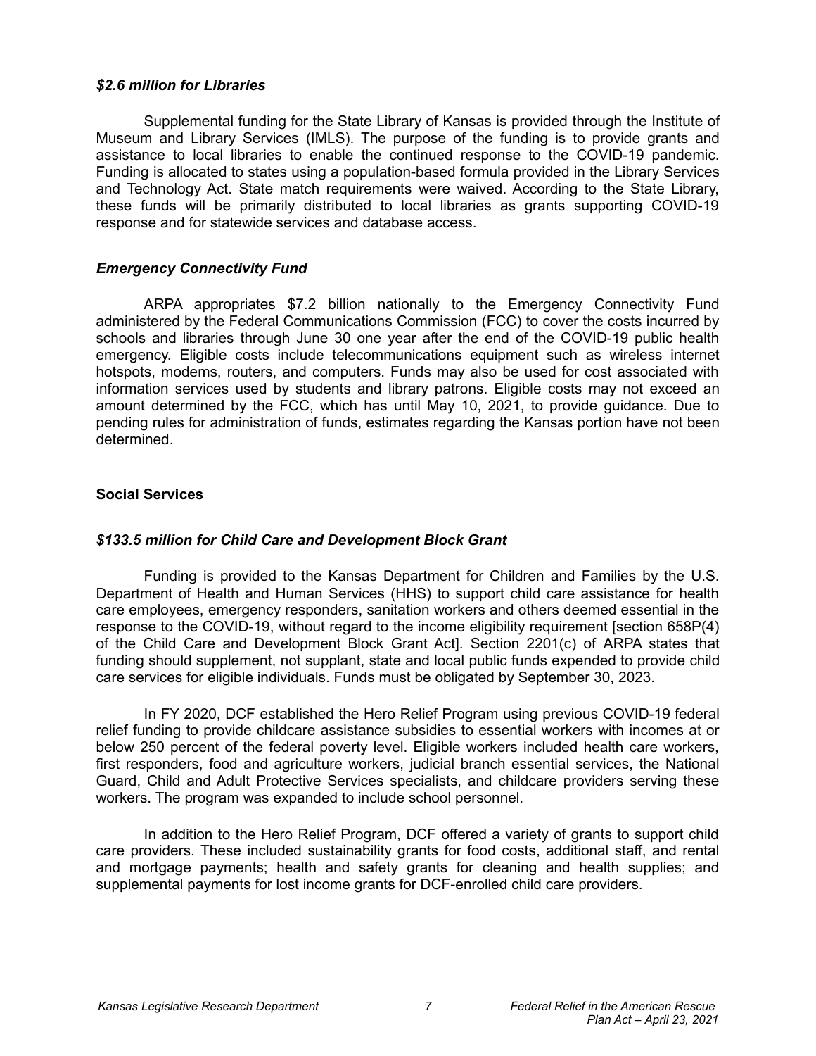### *$2.6 million for Libraries*

Supplemental funding for the State Library of Kansas is provided through the Institute of Museum and Library Services (IMLS). The purpose of the funding is to provide grants and assistance to local libraries to enable the continued response to the COVID-19 pandemic. Funding is allocated to states using a population-based formula provided in the Library Services and Technology Act. State match requirements were waived. According to the State Library, these funds will be primarily distributed to local libraries as grants supporting COVID-19 response and for statewide services and database access.

### *Emergency Connectivity Fund*

ARPA appropriates $7.2 billion nationally to the Emergency Connectivity Fund administered by the Federal Communications Commission (FCC) to cover the costs incurred by schools and libraries through June 30 one year after the end of the COVID-19 public health emergency. Eligible costs include telecommunications equipment such as wireless internet hotspots, modems, routers, and computers. Funds may also be used for cost associated with information services used by students and library patrons. Eligible costs may not exceed an amount determined by the FCC, which has until May 10, 2021, to provide guidance. Due to pending rules for administration of funds, estimates regarding the Kansas portion have not been determined.

## Social Services

### *$133.5 million for Child Care and Development Block Grant*

Funding is provided to the Kansas Department for Children and Families by the U.S. Department of Health and Human Services (HHS) to support child care assistance for health care employees, emergency responders, sanitation workers and others deemed essential in the response to the COVID-19, without regard to the income eligibility requirement [section 658P(4) of the Child Care and Development Block Grant Act]. Section 2201(c) of ARPA states that funding should supplement, not supplant, state and local public funds expended to provide child care services for eligible individuals. Funds must be obligated by September 30, 2023.

In FY 2020, DCF established the Hero Relief Program using previous COVID-19 federal relief funding to provide childcare assistance subsidies to essential workers with incomes at or below 250 percent of the federal poverty level. Eligible workers included health care workers, first responders, food and agriculture workers, judicial branch essential services, the National Guard, Child and Adult Protective Services specialists, and childcare providers serving these workers. The program was expanded to include school personnel.

In addition to the Hero Relief Program, DCF offered a variety of grants to support child care providers. These included sustainability grants for food costs, additional staff, and rental and mortgage payments; health and safety grants for cleaning and health supplies; and supplemental payments for lost income grants for DCF-enrolled child care providers.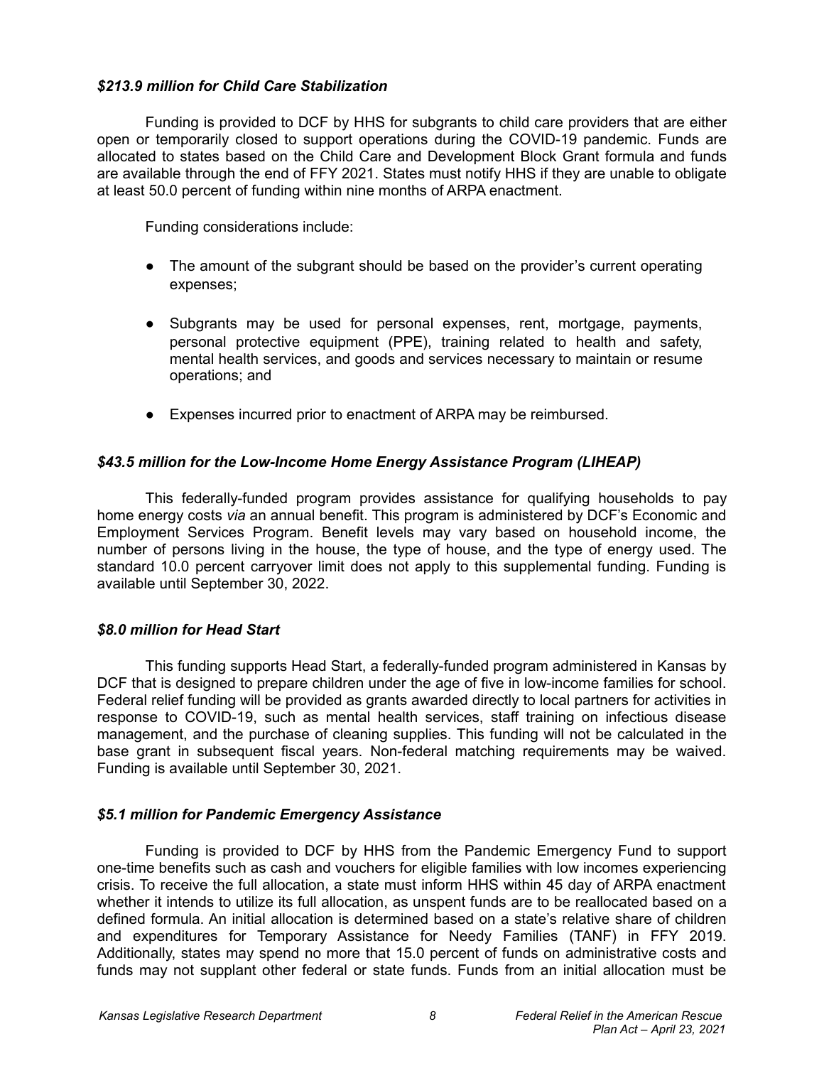### *$213.9 million for Child Care Stabilization*

Funding is provided to DCF by HHS for subgrants to child care providers that are either open or temporarily closed to support operations during the COVID-19 pandemic. Funds are allocated to states based on the Child Care and Development Block Grant formula and funds are available through the end of FFY 2021. States must notify HHS if they are unable to obligate at least 50.0 percent of funding within nine months of ARPA enactment.

Funding considerations include:

- The amount of the subgrant should be based on the provider's current operating expenses;
- Subgrants may be used for personal expenses, rent, mortgage, payments, personal protective equipment (PPE), training related to health and safety, mental health services, and goods and services necessary to maintain or resume operations; and
- Expenses incurred prior to enactment of ARPA may be reimbursed.

### *$43.5 million for the Low-Income Home Energy Assistance Program (LIHEAP)*

This federally-funded program provides assistance for qualifying households to pay home energy costs *via* an annual benefit. This program is administered by DCF's Economic and Employment Services Program. Benefit levels may vary based on household income, the number of persons living in the house, the type of house, and the type of energy used. The standard 10.0 percent carryover limit does not apply to this supplemental funding. Funding is available until September 30, 2022.

### *$8.0 million for Head Start*

This funding supports Head Start, a federally-funded program administered in Kansas by DCF that is designed to prepare children under the age of five in low-income families for school. Federal relief funding will be provided as grants awarded directly to local partners for activities in response to COVID-19, such as mental health services, staff training on infectious disease management, and the purchase of cleaning supplies. This funding will not be calculated in the base grant in subsequent fiscal years. Non-federal matching requirements may be waived. Funding is available until September 30, 2021.

### *$5.1 million for Pandemic Emergency Assistance*

Funding is provided to DCF by HHS from the Pandemic Emergency Fund to support one-time benefits such as cash and vouchers for eligible families with low incomes experiencing crisis. To receive the full allocation, a state must inform HHS within 45 day of ARPA enactment whether it intends to utilize its full allocation, as unspent funds are to be reallocated based on a defined formula. An initial allocation is determined based on a state's relative share of children and expenditures for Temporary Assistance for Needy Families (TANF) in FFY 2019. Additionally, states may spend no more that 15.0 percent of funds on administrative costs and funds may not supplant other federal or state funds. Funds from an initial allocation must be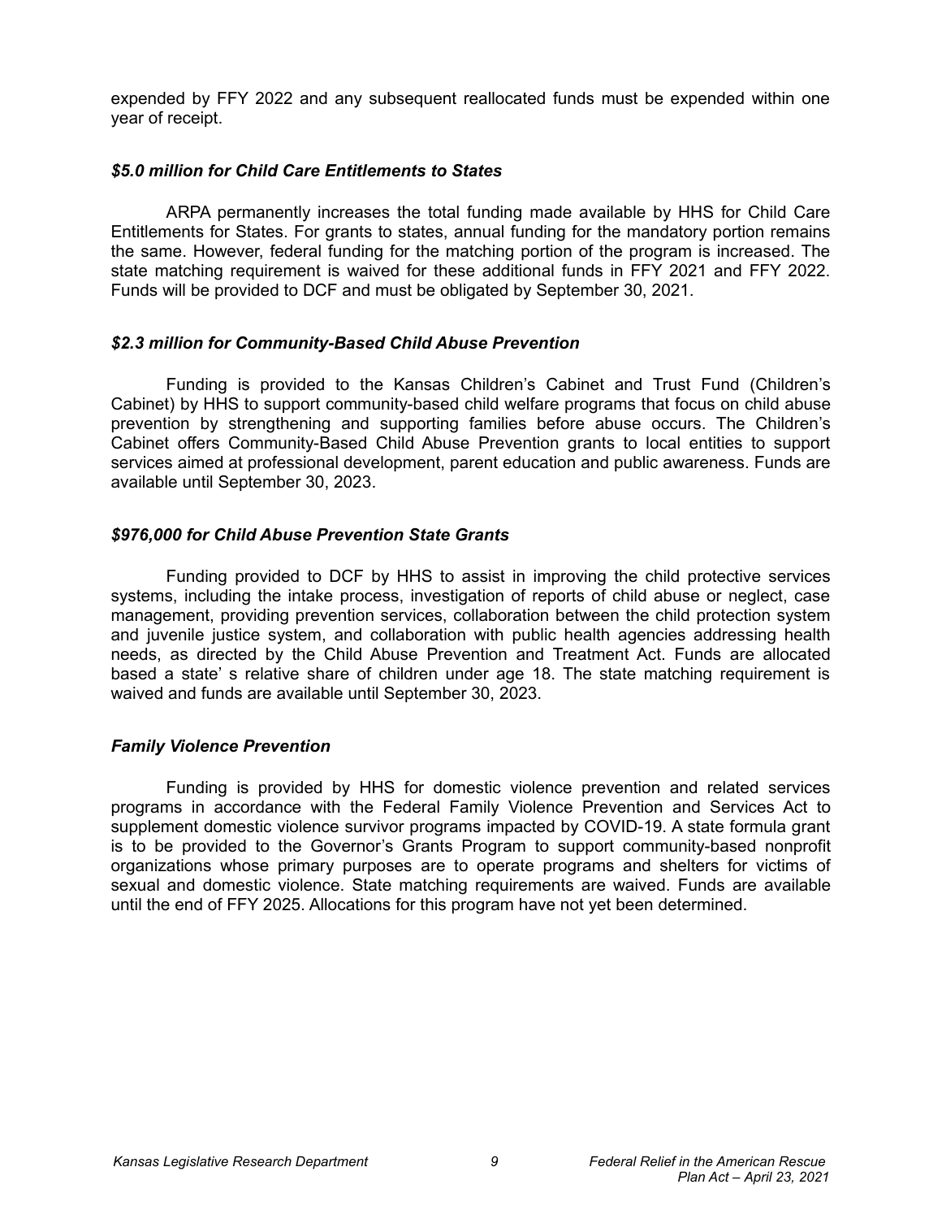expended by FFY 2022 and any subsequent reallocated funds must be expended within one year of receipt.

### *$5.0 million for Child Care Entitlements to States*

ARPA permanently increases the total funding made available by HHS for Child Care Entitlements for States. For grants to states, annual funding for the mandatory portion remains the same. However, federal funding for the matching portion of the program is increased. The state matching requirement is waived for these additional funds in FFY 2021 and FFY 2022. Funds will be provided to DCF and must be obligated by September 30, 2021.

### *$2.3 million for Community-Based Child Abuse Prevention*

Funding is provided to the Kansas Children's Cabinet and Trust Fund (Children's Cabinet) by HHS to support community-based child welfare programs that focus on child abuse prevention by strengthening and supporting families before abuse occurs. The Children's Cabinet offers Community-Based Child Abuse Prevention grants to local entities to support services aimed at professional development, parent education and public awareness. Funds are available until September 30, 2023.

### *$976,000 for Child Abuse Prevention State Grants*

Funding provided to DCF by HHS to assist in improving the child protective services systems, including the intake process, investigation of reports of child abuse or neglect, case management, providing prevention services, collaboration between the child protection system and juvenile justice system, and collaboration with public health agencies addressing health needs, as directed by the Child Abuse Prevention and Treatment Act. Funds are allocated based a state' s relative share of children under age 18. The state matching requirement is waived and funds are available until September 30, 2023.

### *Family Violence Prevention*

Funding is provided by HHS for domestic violence prevention and related services programs in accordance with the Federal Family Violence Prevention and Services Act to supplement domestic violence survivor programs impacted by COVID-19. A state formula grant is to be provided to the Governor's Grants Program to support community-based nonprofit organizations whose primary purposes are to operate programs and shelters for victims of sexual and domestic violence. State matching requirements are waived. Funds are available until the end of FFY 2025. Allocations for this program have not yet been determined.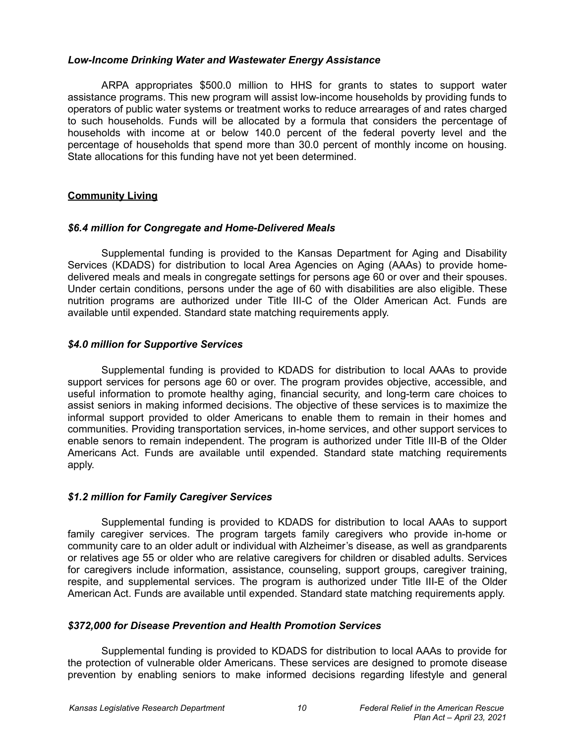***Low-Income Drinking Water and Wastewater Energy Assistance***

ARPA appropriates $500.0 million to HHS for grants to states to support water assistance programs. This new program will assist low-income households by providing funds to operators of public water systems or treatment works to reduce arrearages of and rates charged to such households. Funds will be allocated by a formula that considers the percentage of households with income at or below 140.0 percent of the federal poverty level and the percentage of households that spend more than 30.0 percent of monthly income on housing. State allocations for this funding have not yet been determined.

**Community Living**

***$6.4 million for Congregate and Home-Delivered Meals***

Supplemental funding is provided to the Kansas Department for Aging and Disability Services (KDADS) for distribution to local Area Agencies on Aging (AAAs) to provide home-delivered meals and meals in congregate settings for persons age 60 or over and their spouses. Under certain conditions, persons under the age of 60 with disabilities are also eligible. These nutrition programs are authorized under Title III-C of the Older American Act. Funds are available until expended. Standard state matching requirements apply.

***$4.0 million for Supportive Services***

Supplemental funding is provided to KDADS for distribution to local AAAs to provide support services for persons age 60 or over. The program provides objective, accessible, and useful information to promote healthy aging, financial security, and long-term care choices to assist seniors in making informed decisions. The objective of these services is to maximize the informal support provided to older Americans to enable them to remain in their homes and communities. Providing transportation services, in-home services, and other support services to enable senors to remain independent. The program is authorized under Title III-B of the Older Americans Act. Funds are available until expended. Standard state matching requirements apply.

***$1.2 million for Family Caregiver Services***

Supplemental funding is provided to KDADS for distribution to local AAAs to support family caregiver services. The program targets family caregivers who provide in-home or community care to an older adult or individual with Alzheimer's disease, as well as grandparents or relatives age 55 or older who are relative caregivers for children or disabled adults. Services for caregivers include information, assistance, counseling, support groups, caregiver training, respite, and supplemental services. The program is authorized under Title III-E of the Older American Act. Funds are available until expended. Standard state matching requirements apply.

***$372,000 for Disease Prevention and Health Promotion Services***

Supplemental funding is provided to KDADS for distribution to local AAAs to provide for the protection of vulnerable older Americans. These services are designed to promote disease prevention by enabling seniors to make informed decisions regarding lifestyle and general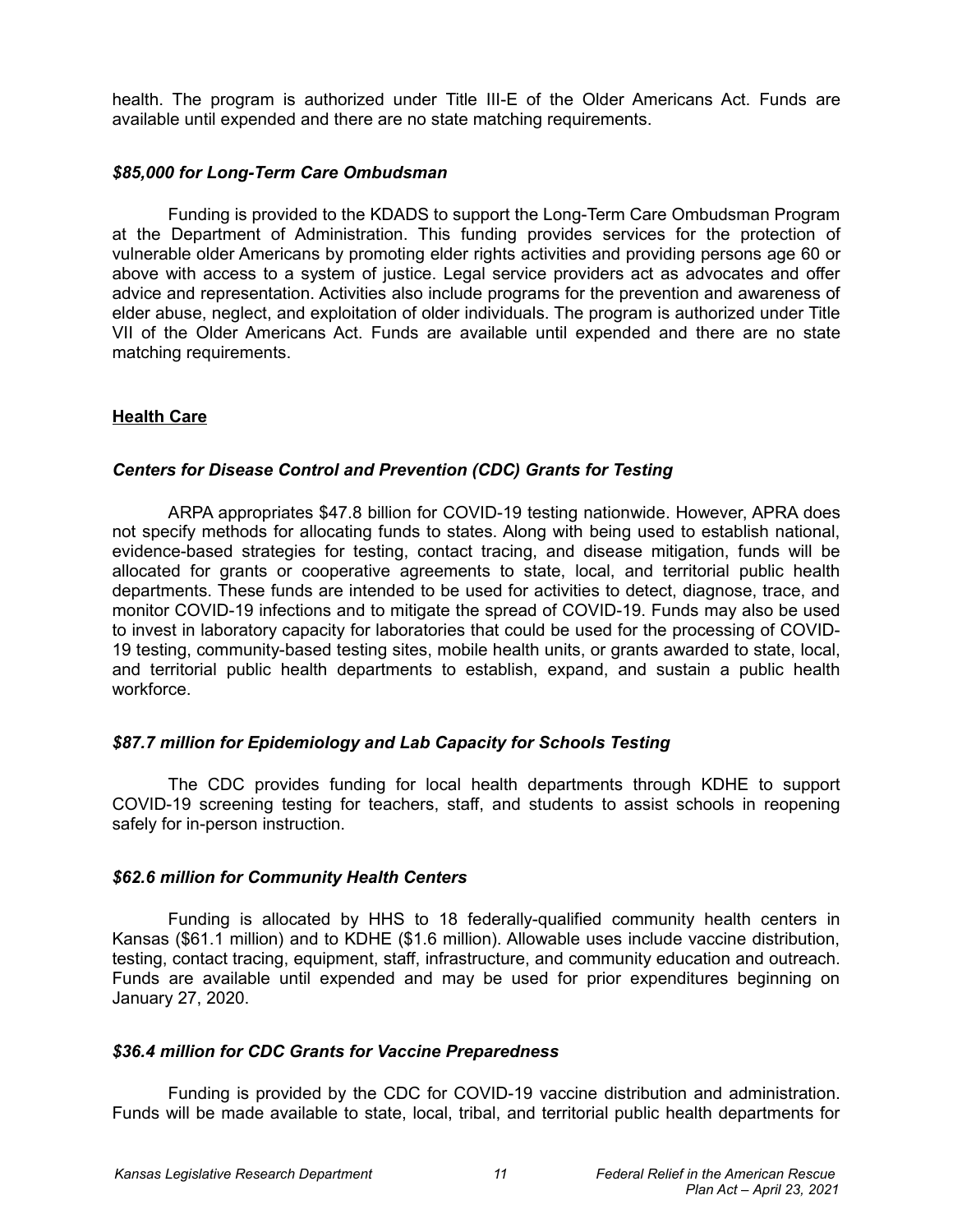health. The program is authorized under Title III-E of the Older Americans Act. Funds are available until expended and there are no state matching requirements.

### *$85,000 for Long-Term Care Ombudsman*

Funding is provided to the KDADS to support the Long-Term Care Ombudsman Program at the Department of Administration. This funding provides services for the protection of vulnerable older Americans by promoting elder rights activities and providing persons age 60 or above with access to a system of justice. Legal service providers act as advocates and offer advice and representation. Activities also include programs for the prevention and awareness of elder abuse, neglect, and exploitation of older individuals. The program is authorized under Title VII of the Older Americans Act. Funds are available until expended and there are no state matching requirements.

## Health Care

### *Centers for Disease Control and Prevention (CDC) Grants for Testing*

ARPA appropriates $47.8 billion for COVID-19 testing nationwide. However, APRA does not specify methods for allocating funds to states. Along with being used to establish national, evidence-based strategies for testing, contact tracing, and disease mitigation, funds will be allocated for grants or cooperative agreements to state, local, and territorial public health departments. These funds are intended to be used for activities to detect, diagnose, trace, and monitor COVID-19 infections and to mitigate the spread of COVID-19. Funds may also be used to invest in laboratory capacity for laboratories that could be used for the processing of COVID-19 testing, community-based testing sites, mobile health units, or grants awarded to state, local, and territorial public health departments to establish, expand, and sustain a public health workforce.

### *$87.7 million for Epidemiology and Lab Capacity for Schools Testing*

The CDC provides funding for local health departments through KDHE to support COVID-19 screening testing for teachers, staff, and students to assist schools in reopening safely for in-person instruction.

### *$62.6 million for Community Health Centers*

Funding is allocated by HHS to 18 federally-qualified community health centers in Kansas ($61.1 million) and to KDHE ($1.6 million). Allowable uses include vaccine distribution, testing, contact tracing, equipment, staff, infrastructure, and community education and outreach. Funds are available until expended and may be used for prior expenditures beginning on January 27, 2020.

### *$36.4 million for CDC Grants for Vaccine Preparedness*

Funding is provided by the CDC for COVID-19 vaccine distribution and administration. Funds will be made available to state, local, tribal, and territorial public health departments for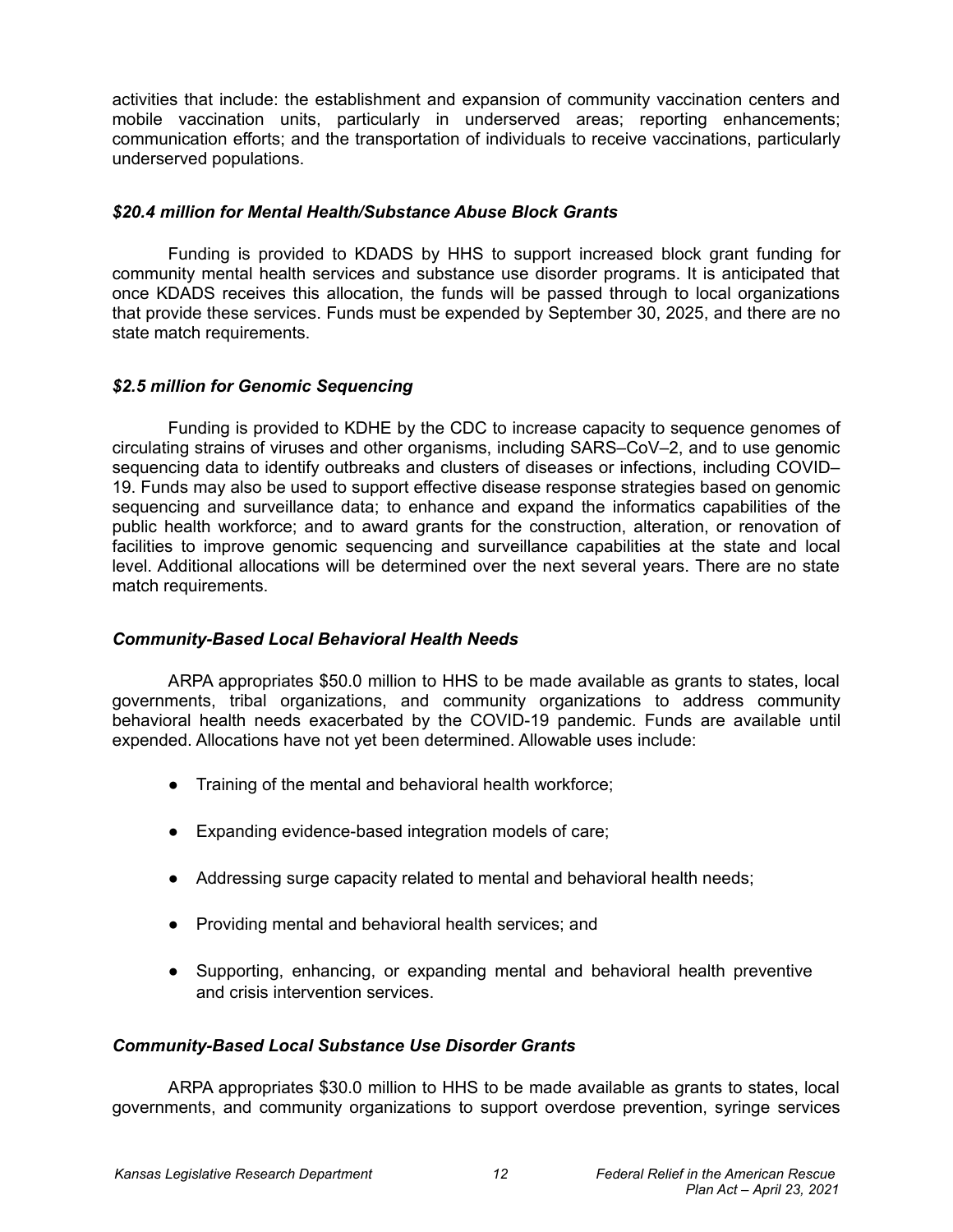activities that include: the establishment and expansion of community vaccination centers and mobile vaccination units, particularly in underserved areas; reporting enhancements; communication efforts; and the transportation of individuals to receive vaccinations, particularly underserved populations.

### *$20.4 million for Mental Health/Substance Abuse Block Grants*

Funding is provided to KDADS by HHS to support increased block grant funding for community mental health services and substance use disorder programs. It is anticipated that once KDADS receives this allocation, the funds will be passed through to local organizations that provide these services. Funds must be expended by September 30, 2025, and there are no state match requirements.

### *$2.5 million for Genomic Sequencing*

Funding is provided to KDHE by the CDC to increase capacity to sequence genomes of circulating strains of viruses and other organisms, including SARS–CoV–2, and to use genomic sequencing data to identify outbreaks and clusters of diseases or infections, including COVID–19. Funds may also be used to support effective disease response strategies based on genomic sequencing and surveillance data; to enhance and expand the informatics capabilities of the public health workforce; and to award grants for the construction, alteration, or renovation of facilities to improve genomic sequencing and surveillance capabilities at the state and local level. Additional allocations will be determined over the next several years. There are no state match requirements.

### *Community-Based Local Behavioral Health Needs*

ARPA appropriates $50.0 million to HHS to be made available as grants to states, local governments, tribal organizations, and community organizations to address community behavioral health needs exacerbated by the COVID-19 pandemic. Funds are available until expended. Allocations have not yet been determined. Allowable uses include:

- Training of the mental and behavioral health workforce;
- Expanding evidence-based integration models of care;
- Addressing surge capacity related to mental and behavioral health needs;
- Providing mental and behavioral health services; and
- Supporting, enhancing, or expanding mental and behavioral health preventive and crisis intervention services.

### *Community-Based Local Substance Use Disorder Grants*

ARPA appropriates $30.0 million to HHS to be made available as grants to states, local governments, and community organizations to support overdose prevention, syringe services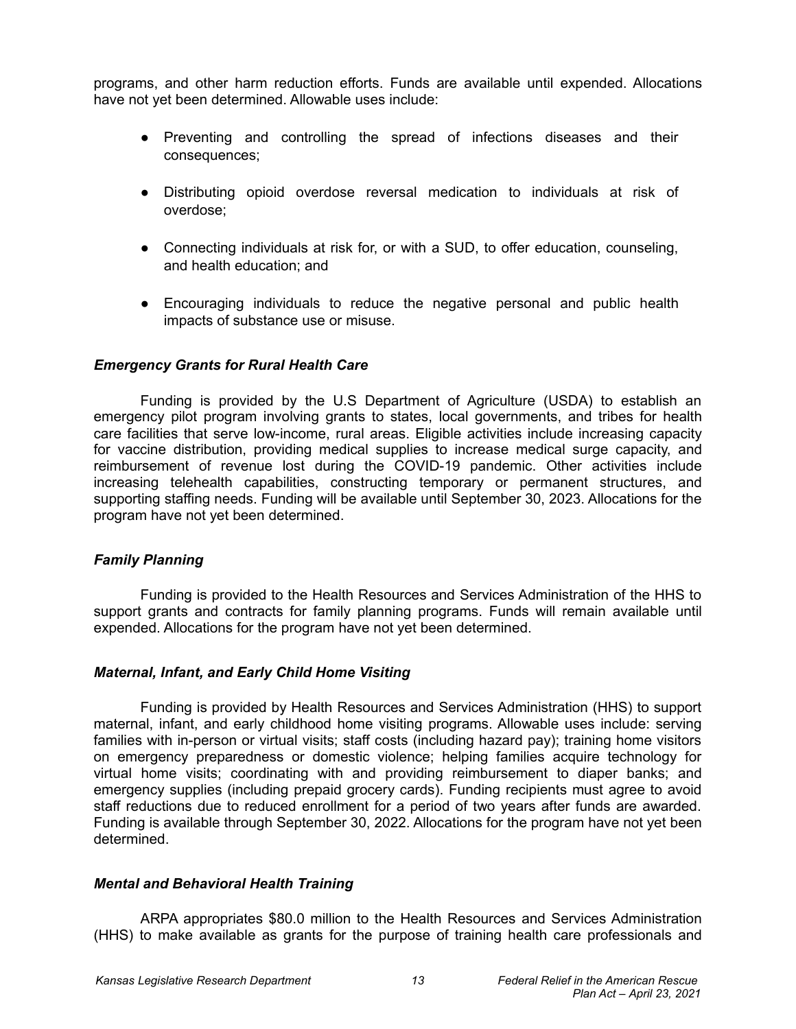programs, and other harm reduction efforts. Funds are available until expended. Allocations have not yet been determined. Allowable uses include:

- Preventing and controlling the spread of infections diseases and their consequences;
- Distributing opioid overdose reversal medication to individuals at risk of overdose;
- Connecting individuals at risk for, or with a SUD, to offer education, counseling, and health education; and
- Encouraging individuals to reduce the negative personal and public health impacts of substance use or misuse.

### *Emergency Grants for Rural Health Care*

Funding is provided by the U.S Department of Agriculture (USDA) to establish an emergency pilot program involving grants to states, local governments, and tribes for health care facilities that serve low-income, rural areas. Eligible activities include increasing capacity for vaccine distribution, providing medical supplies to increase medical surge capacity, and reimbursement of revenue lost during the COVID-19 pandemic. Other activities include increasing telehealth capabilities, constructing temporary or permanent structures, and supporting staffing needs. Funding will be available until September 30, 2023. Allocations for the program have not yet been determined.

### *Family Planning*

Funding is provided to the Health Resources and Services Administration of the HHS to support grants and contracts for family planning programs. Funds will remain available until expended. Allocations for the program have not yet been determined.

### *Maternal, Infant, and Early Child Home Visiting*

Funding is provided by Health Resources and Services Administration (HHS) to support maternal, infant, and early childhood home visiting programs. Allowable uses include: serving families with in-person or virtual visits; staff costs (including hazard pay); training home visitors on emergency preparedness or domestic violence; helping families acquire technology for virtual home visits; coordinating with and providing reimbursement to diaper banks; and emergency supplies (including prepaid grocery cards). Funding recipients must agree to avoid staff reductions due to reduced enrollment for a period of two years after funds are awarded. Funding is available through September 30, 2022. Allocations for the program have not yet been determined.

### *Mental and Behavioral Health Training*

ARPA appropriates $80.0 million to the Health Resources and Services Administration (HHS) to make available as grants for the purpose of training health care professionals and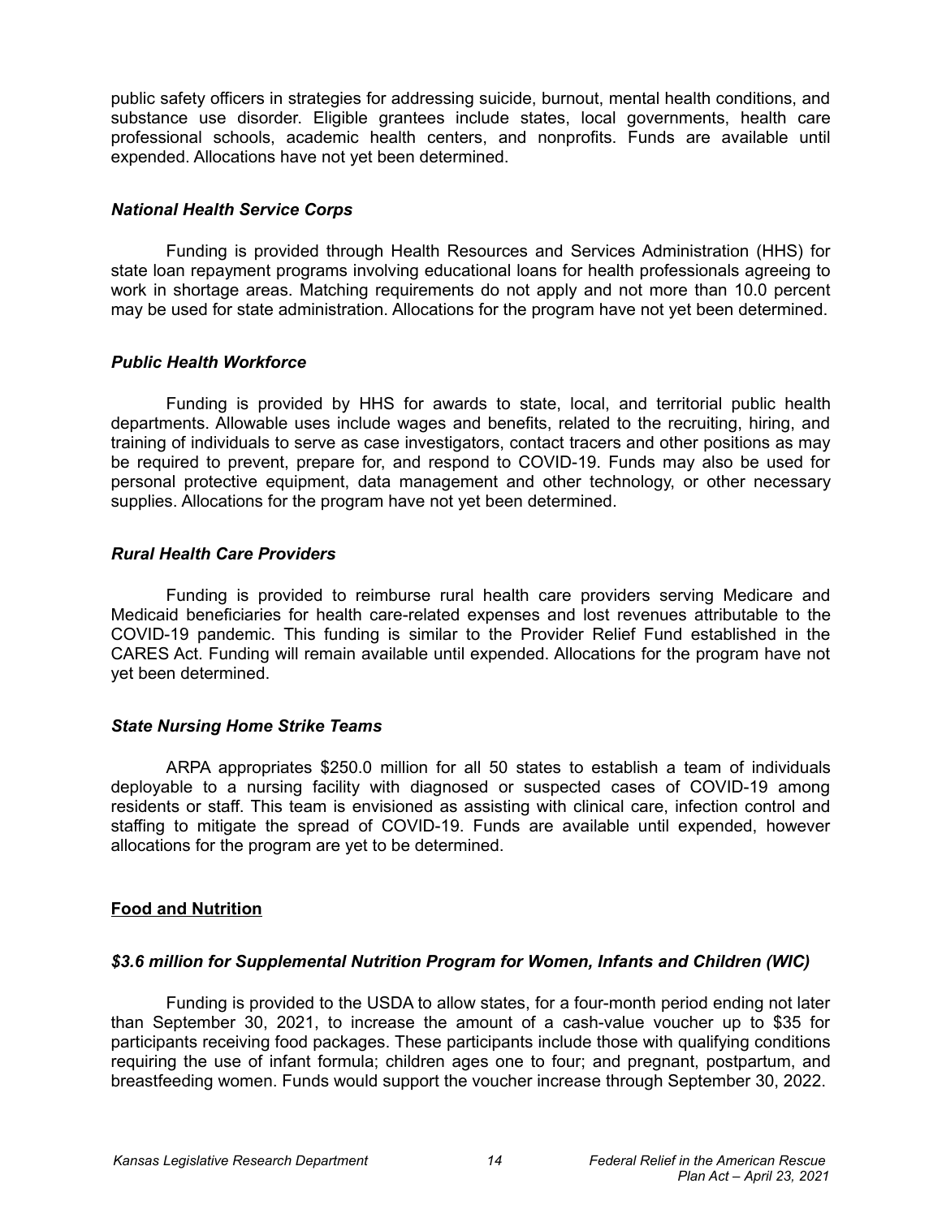public safety officers in strategies for addressing suicide, burnout, mental health conditions, and substance use disorder. Eligible grantees include states, local governments, health care professional schools, academic health centers, and nonprofits. Funds are available until expended. Allocations have not yet been determined.

### *National Health Service Corps*

Funding is provided through Health Resources and Services Administration (HHS) for state loan repayment programs involving educational loans for health professionals agreeing to work in shortage areas. Matching requirements do not apply and not more than 10.0 percent may be used for state administration. Allocations for the program have not yet been determined.

### *Public Health Workforce*

Funding is provided by HHS for awards to state, local, and territorial public health departments. Allowable uses include wages and benefits, related to the recruiting, hiring, and training of individuals to serve as case investigators, contact tracers and other positions as may be required to prevent, prepare for, and respond to COVID-19. Funds may also be used for personal protective equipment, data management and other technology, or other necessary supplies. Allocations for the program have not yet been determined.

### *Rural Health Care Providers*

Funding is provided to reimburse rural health care providers serving Medicare and Medicaid beneficiaries for health care-related expenses and lost revenues attributable to the COVID-19 pandemic. This funding is similar to the Provider Relief Fund established in the CARES Act. Funding will remain available until expended. Allocations for the program have not yet been determined.

### *State Nursing Home Strike Teams*

ARPA appropriates $250.0 million for all 50 states to establish a team of individuals deployable to a nursing facility with diagnosed or suspected cases of COVID-19 among residents or staff. This team is envisioned as assisting with clinical care, infection control and staffing to mitigate the spread of COVID-19. Funds are available until expended, however allocations for the program are yet to be determined.

## Food and Nutrition

### *$3.6 million for Supplemental Nutrition Program for Women, Infants and Children (WIC)*

Funding is provided to the USDA to allow states, for a four-month period ending not later than September 30, 2021, to increase the amount of a cash-value voucher up to $35 for participants receiving food packages. These participants include those with qualifying conditions requiring the use of infant formula; children ages one to four; and pregnant, postpartum, and breastfeeding women. Funds would support the voucher increase through September 30, 2022.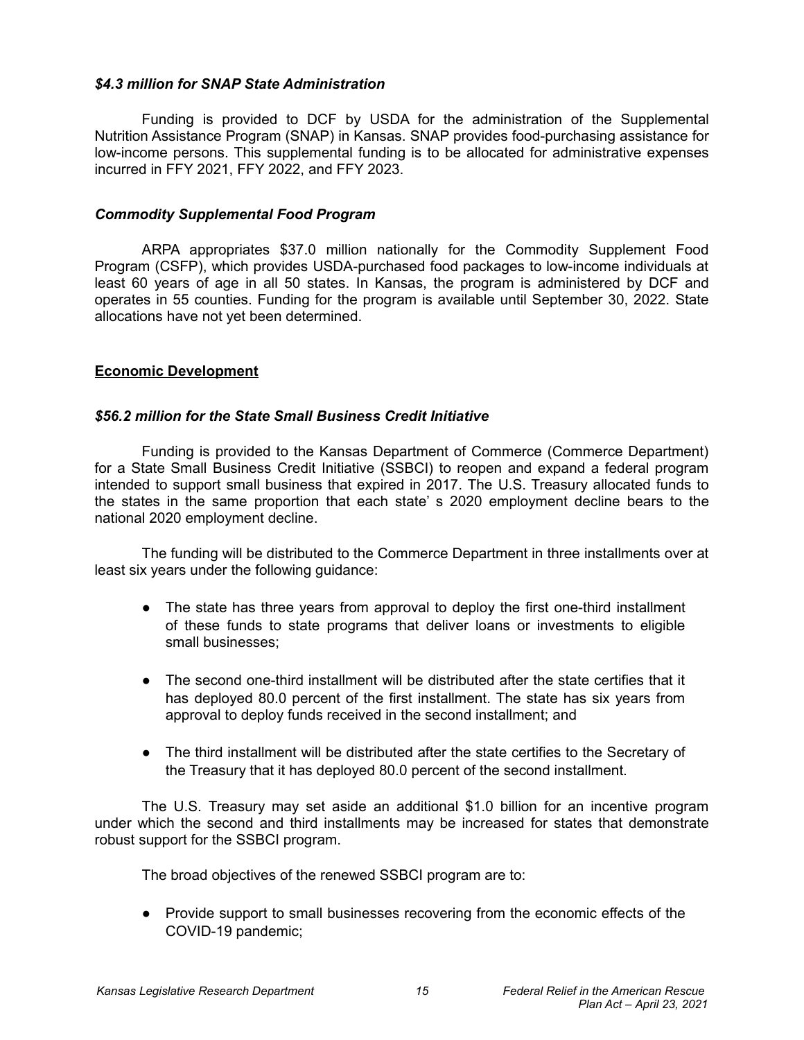### *$4.3 million for SNAP State Administration*

Funding is provided to DCF by USDA for the administration of the Supplemental Nutrition Assistance Program (SNAP) in Kansas. SNAP provides food-purchasing assistance for low-income persons. This supplemental funding is to be allocated for administrative expenses incurred in FFY 2021, FFY 2022, and FFY 2023.

### *Commodity Supplemental Food Program*

ARPA appropriates $37.0 million nationally for the Commodity Supplement Food Program (CSFP), which provides USDA-purchased food packages to low-income individuals at least 60 years of age in all 50 states. In Kansas, the program is administered by DCF and operates in 55 counties. Funding for the program is available until September 30, 2022. State allocations have not yet been determined.

## Economic Development

### *$56.2 million for the State Small Business Credit Initiative*

Funding is provided to the Kansas Department of Commerce (Commerce Department) for a State Small Business Credit Initiative (SSBCI) to reopen and expand a federal program intended to support small business that expired in 2017. The U.S. Treasury allocated funds to the states in the same proportion that each state' s 2020 employment decline bears to the national 2020 employment decline.

The funding will be distributed to the Commerce Department in three installments over at least six years under the following guidance:

- The state has three years from approval to deploy the first one-third installment of these funds to state programs that deliver loans or investments to eligible small businesses;
- The second one-third installment will be distributed after the state certifies that it has deployed 80.0 percent of the first installment. The state has six years from approval to deploy funds received in the second installment; and
- The third installment will be distributed after the state certifies to the Secretary of the Treasury that it has deployed 80.0 percent of the second installment.

The U.S. Treasury may set aside an additional $1.0 billion for an incentive program under which the second and third installments may be increased for states that demonstrate robust support for the SSBCI program.

The broad objectives of the renewed SSBCI program are to:

- Provide support to small businesses recovering from the economic effects of the COVID-19 pandemic;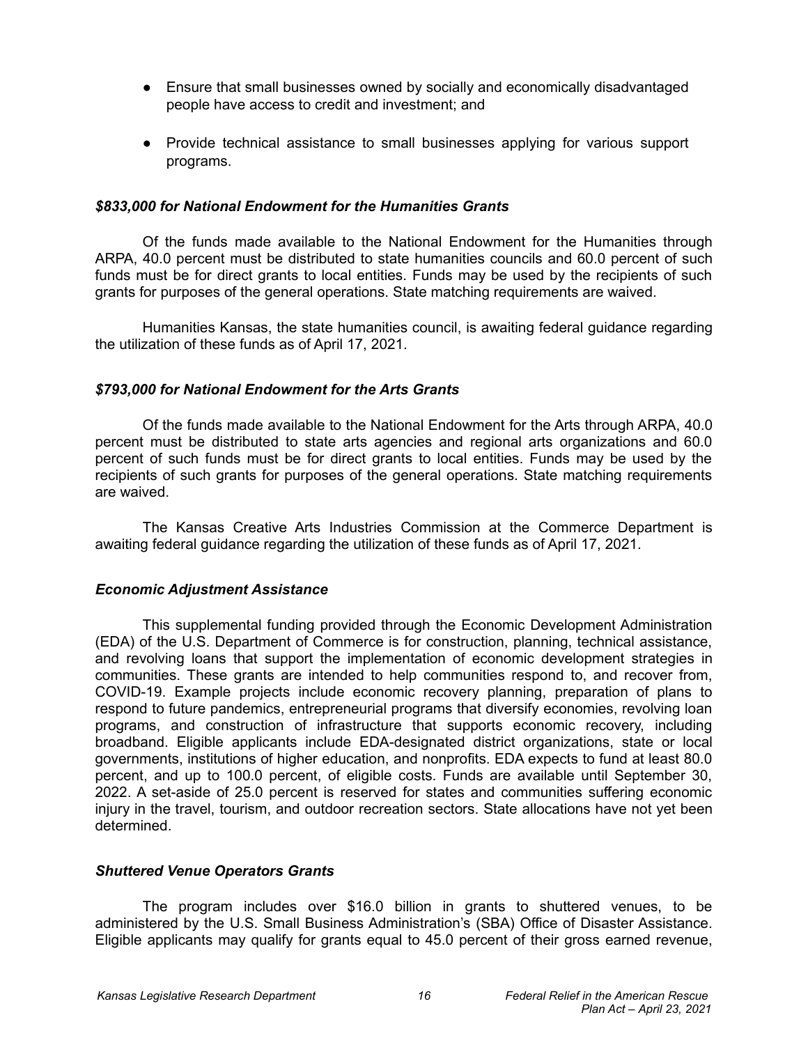- Ensure that small businesses owned by socially and economically disadvantaged people have access to credit and investment; and
- Provide technical assistance to small businesses applying for various support programs.

### *$833,000 for National Endowment for the Humanities Grants*

Of the funds made available to the National Endowment for the Humanities through ARPA, 40.0 percent must be distributed to state humanities councils and 60.0 percent of such funds must be for direct grants to local entities. Funds may be used by the recipients of such grants for purposes of the general operations. State matching requirements are waived.

Humanities Kansas, the state humanities council, is awaiting federal guidance regarding the utilization of these funds as of April 17, 2021.

### *$793,000 for National Endowment for the Arts Grants*

Of the funds made available to the National Endowment for the Arts through ARPA, 40.0 percent must be distributed to state arts agencies and regional arts organizations and 60.0 percent of such funds must be for direct grants to local entities. Funds may be used by the recipients of such grants for purposes of the general operations. State matching requirements are waived.

The Kansas Creative Arts Industries Commission at the Commerce Department is awaiting federal guidance regarding the utilization of these funds as of April 17, 2021.

### *Economic Adjustment Assistance*

This supplemental funding provided through the Economic Development Administration (EDA) of the U.S. Department of Commerce is for construction, planning, technical assistance, and revolving loans that support the implementation of economic development strategies in communities. These grants are intended to help communities respond to, and recover from, COVID-19. Example projects include economic recovery planning, preparation of plans to respond to future pandemics, entrepreneurial programs that diversify economies, revolving loan programs, and construction of infrastructure that supports economic recovery, including broadband. Eligible applicants include EDA-designated district organizations, state or local governments, institutions of higher education, and nonprofits. EDA expects to fund at least 80.0 percent, and up to 100.0 percent, of eligible costs. Funds are available until September 30, 2022. A set-aside of 25.0 percent is reserved for states and communities suffering economic injury in the travel, tourism, and outdoor recreation sectors. State allocations have not yet been determined.

### *Shuttered Venue Operators Grants*

The program includes over $16.0 billion in grants to shuttered venues, to be administered by the U.S. Small Business Administration's (SBA) Office of Disaster Assistance. Eligible applicants may qualify for grants equal to 45.0 percent of their gross earned revenue,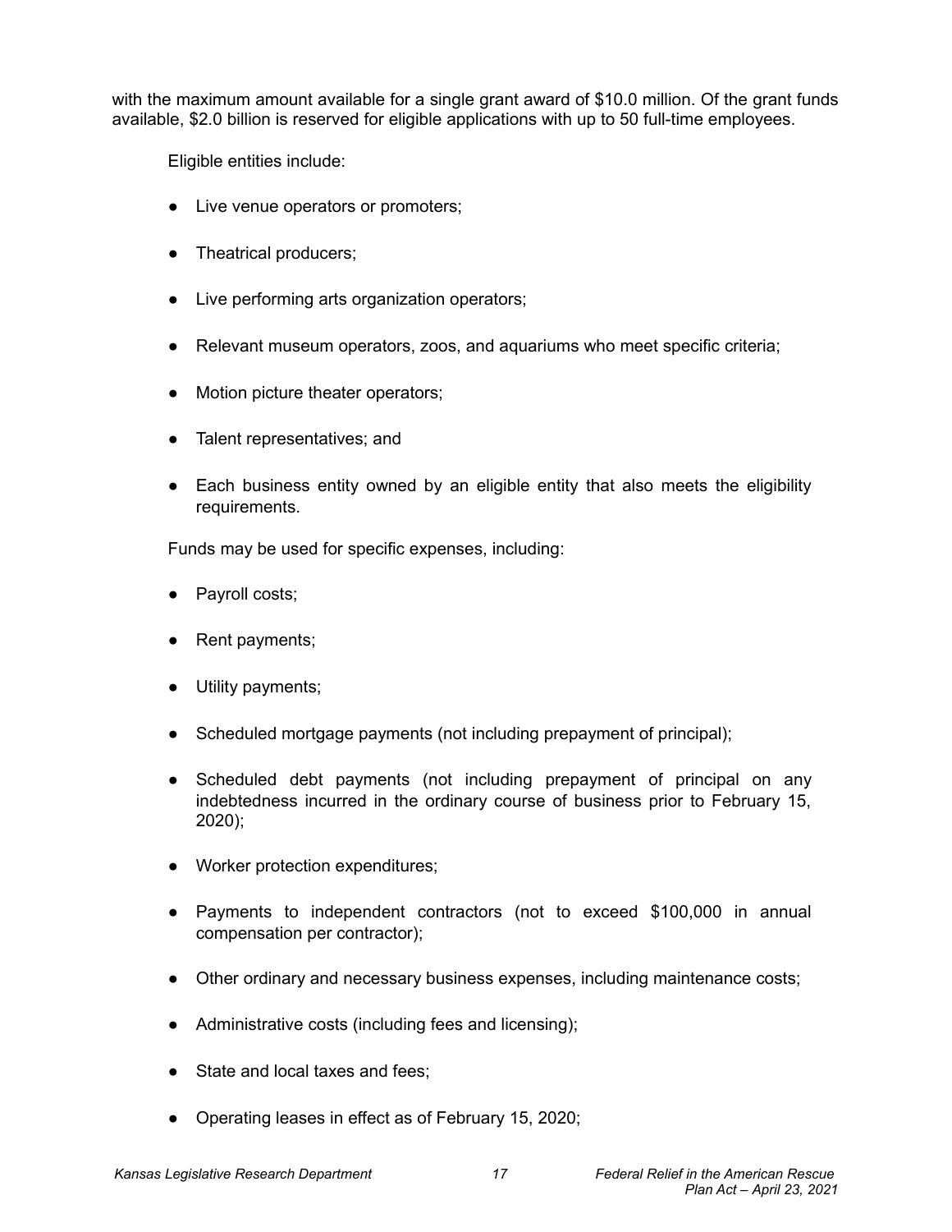with the maximum amount available for a single grant award of $10.0 million. Of the grant funds available, $2.0 billion is reserved for eligible applications with up to 50 full-time employees.

Eligible entities include:

- Live venue operators or promoters;
- Theatrical producers;
- Live performing arts organization operators;
- Relevant museum operators, zoos, and aquariums who meet specific criteria;
- Motion picture theater operators;
- Talent representatives; and
- Each business entity owned by an eligible entity that also meets the eligibility requirements.

Funds may be used for specific expenses, including:

- Payroll costs;
- Rent payments;
- Utility payments;
- Scheduled mortgage payments (not including prepayment of principal);
- Scheduled debt payments (not including prepayment of principal on any indebtedness incurred in the ordinary course of business prior to February 15, 2020);
- Worker protection expenditures;
- Payments to independent contractors (not to exceed $100,000 in annual compensation per contractor);
- Other ordinary and necessary business expenses, including maintenance costs;
- Administrative costs (including fees and licensing);
- State and local taxes and fees;
- Operating leases in effect as of February 15, 2020;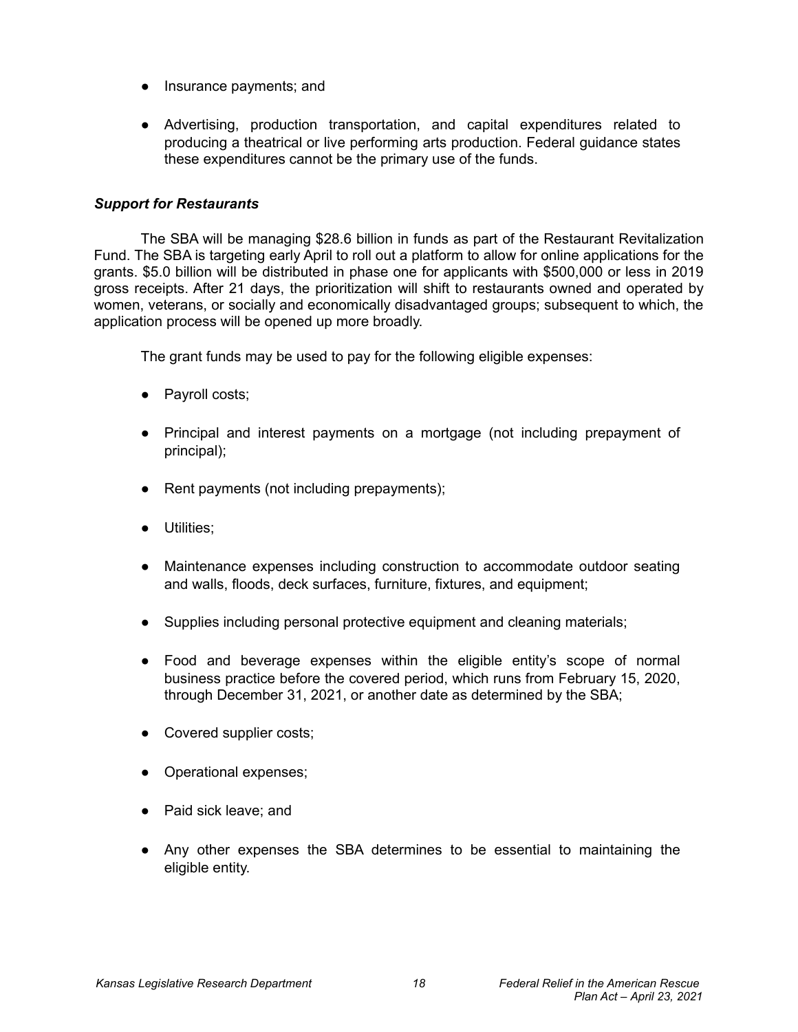- Insurance payments; and

- Advertising, production transportation, and capital expenditures related to producing a theatrical or live performing arts production. Federal guidance states these expenditures cannot be the primary use of the funds.

***Support for Restaurants***

The SBA will be managing $28.6 billion in funds as part of the Restaurant Revitalization Fund. The SBA is targeting early April to roll out a platform to allow for online applications for the grants. $5.0 billion will be distributed in phase one for applicants with $500,000 or less in 2019 gross receipts. After 21 days, the prioritization will shift to restaurants owned and operated by women, veterans, or socially and economically disadvantaged groups; subsequent to which, the application process will be opened up more broadly.

The grant funds may be used to pay for the following eligible expenses:

- Payroll costs;

- Principal and interest payments on a mortgage (not including prepayment of principal);

- Rent payments (not including prepayments);

- Utilities;

- Maintenance expenses including construction to accommodate outdoor seating and walls, floods, deck surfaces, furniture, fixtures, and equipment;

- Supplies including personal protective equipment and cleaning materials;

- Food and beverage expenses within the eligible entity's scope of normal business practice before the covered period, which runs from February 15, 2020, through December 31, 2021, or another date as determined by the SBA;

- Covered supplier costs;

- Operational expenses;

- Paid sick leave; and

- Any other expenses the SBA determines to be essential to maintaining the eligible entity.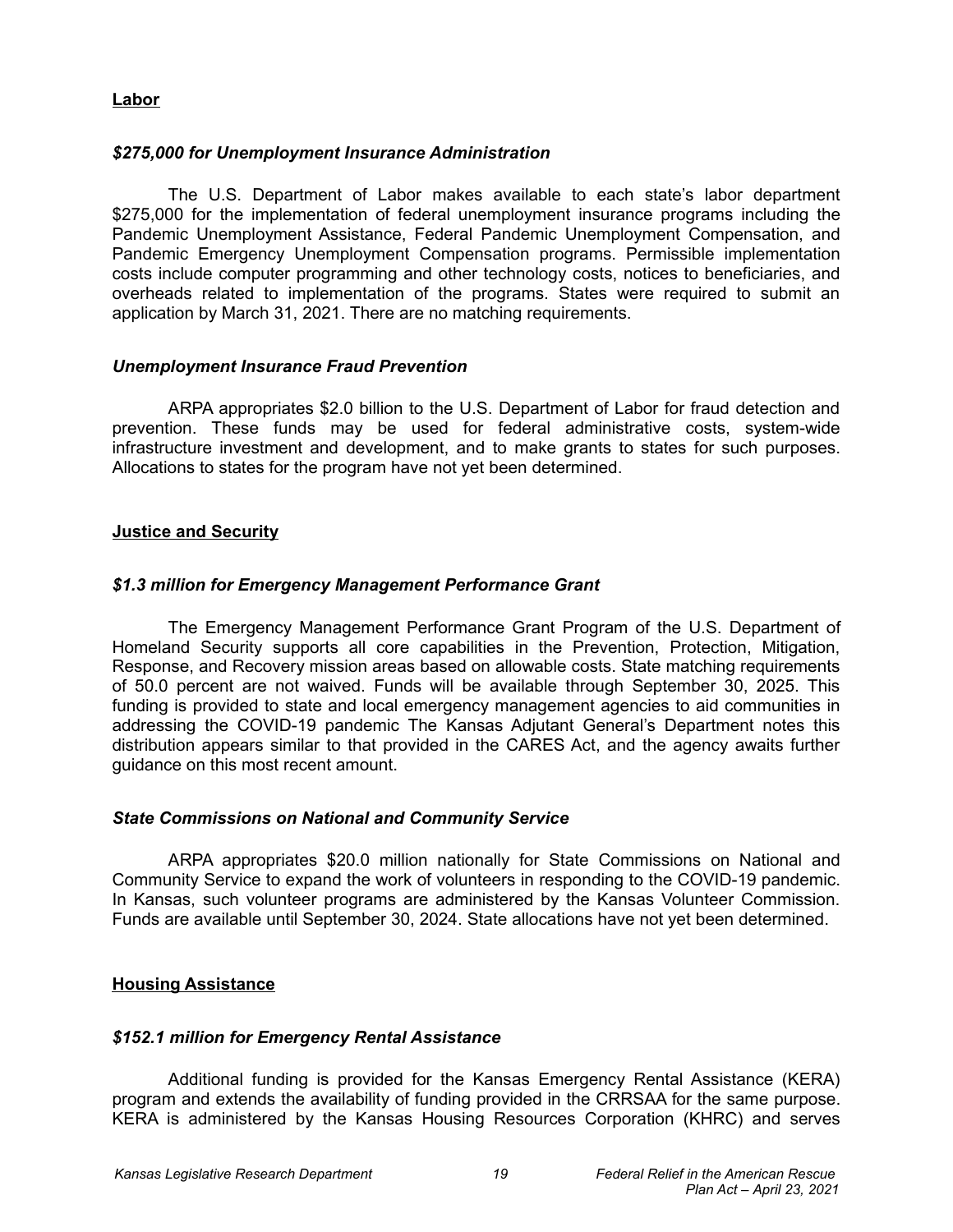## Labor

### *$275,000 for Unemployment Insurance Administration*

The U.S. Department of Labor makes available to each state's labor department $275,000 for the implementation of federal unemployment insurance programs including the Pandemic Unemployment Assistance, Federal Pandemic Unemployment Compensation, and Pandemic Emergency Unemployment Compensation programs. Permissible implementation costs include computer programming and other technology costs, notices to beneficiaries, and overheads related to implementation of the programs. States were required to submit an application by March 31, 2021. There are no matching requirements.

### *Unemployment Insurance Fraud Prevention*

ARPA appropriates $2.0 billion to the U.S. Department of Labor for fraud detection and prevention. These funds may be used for federal administrative costs, system-wide infrastructure investment and development, and to make grants to states for such purposes. Allocations to states for the program have not yet been determined.

## Justice and Security

### *$1.3 million for Emergency Management Performance Grant*

The Emergency Management Performance Grant Program of the U.S. Department of Homeland Security supports all core capabilities in the Prevention, Protection, Mitigation, Response, and Recovery mission areas based on allowable costs. State matching requirements of 50.0 percent are not waived. Funds will be available through September 30, 2025. This funding is provided to state and local emergency management agencies to aid communities in addressing the COVID-19 pandemic The Kansas Adjutant General's Department notes this distribution appears similar to that provided in the CARES Act, and the agency awaits further guidance on this most recent amount.

### *State Commissions on National and Community Service*

ARPA appropriates $20.0 million nationally for State Commissions on National and Community Service to expand the work of volunteers in responding to the COVID-19 pandemic. In Kansas, such volunteer programs are administered by the Kansas Volunteer Commission. Funds are available until September 30, 2024. State allocations have not yet been determined.

## Housing Assistance

### *$152.1 million for Emergency Rental Assistance*

Additional funding is provided for the Kansas Emergency Rental Assistance (KERA) program and extends the availability of funding provided in the CRRSAA for the same purpose. KERA is administered by the Kansas Housing Resources Corporation (KHRC) and serves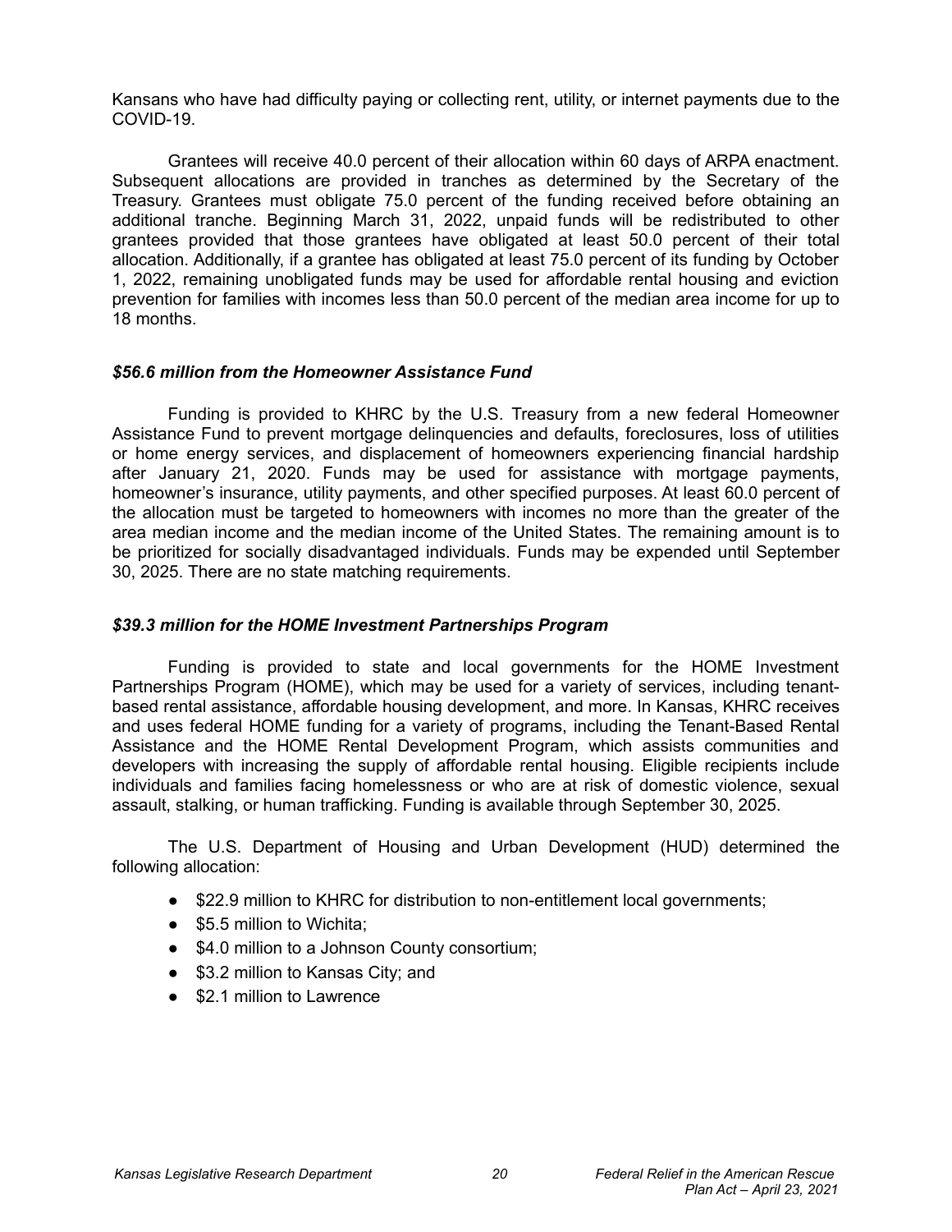Kansans who have had difficulty paying or collecting rent, utility, or internet payments due to the COVID-19.

Grantees will receive 40.0 percent of their allocation within 60 days of ARPA enactment. Subsequent allocations are provided in tranches as determined by the Secretary of the Treasury. Grantees must obligate 75.0 percent of the funding received before obtaining an additional tranche. Beginning March 31, 2022, unpaid funds will be redistributed to other grantees provided that those grantees have obligated at least 50.0 percent of their total allocation. Additionally, if a grantee has obligated at least 75.0 percent of its funding by October 1, 2022, remaining unobligated funds may be used for affordable rental housing and eviction prevention for families with incomes less than 50.0 percent of the median area income for up to 18 months.

### *$56.6 million from the Homeowner Assistance Fund*

Funding is provided to KHRC by the U.S. Treasury from a new federal Homeowner Assistance Fund to prevent mortgage delinquencies and defaults, foreclosures, loss of utilities or home energy services, and displacement of homeowners experiencing financial hardship after January 21, 2020. Funds may be used for assistance with mortgage payments, homeowner's insurance, utility payments, and other specified purposes. At least 60.0 percent of the allocation must be targeted to homeowners with incomes no more than the greater of the area median income and the median income of the United States. The remaining amount is to be prioritized for socially disadvantaged individuals. Funds may be expended until September 30, 2025. There are no state matching requirements.

### *$39.3 million for the HOME Investment Partnerships Program*

Funding is provided to state and local governments for the HOME Investment Partnerships Program (HOME), which may be used for a variety of services, including tenant-based rental assistance, affordable housing development, and more. In Kansas, KHRC receives and uses federal HOME funding for a variety of programs, including the Tenant-Based Rental Assistance and the HOME Rental Development Program, which assists communities and developers with increasing the supply of affordable rental housing. Eligible recipients include individuals and families facing homelessness or who are at risk of domestic violence, sexual assault, stalking, or human trafficking. Funding is available through September 30, 2025.

The U.S. Department of Housing and Urban Development (HUD) determined the following allocation:

- $22.9 million to KHRC for distribution to non-entitlement local governments;
- $5.5 million to Wichita;
- $4.0 million to a Johnson County consortium;
- $3.2 million to Kansas City; and
- $2.1 million to Lawrence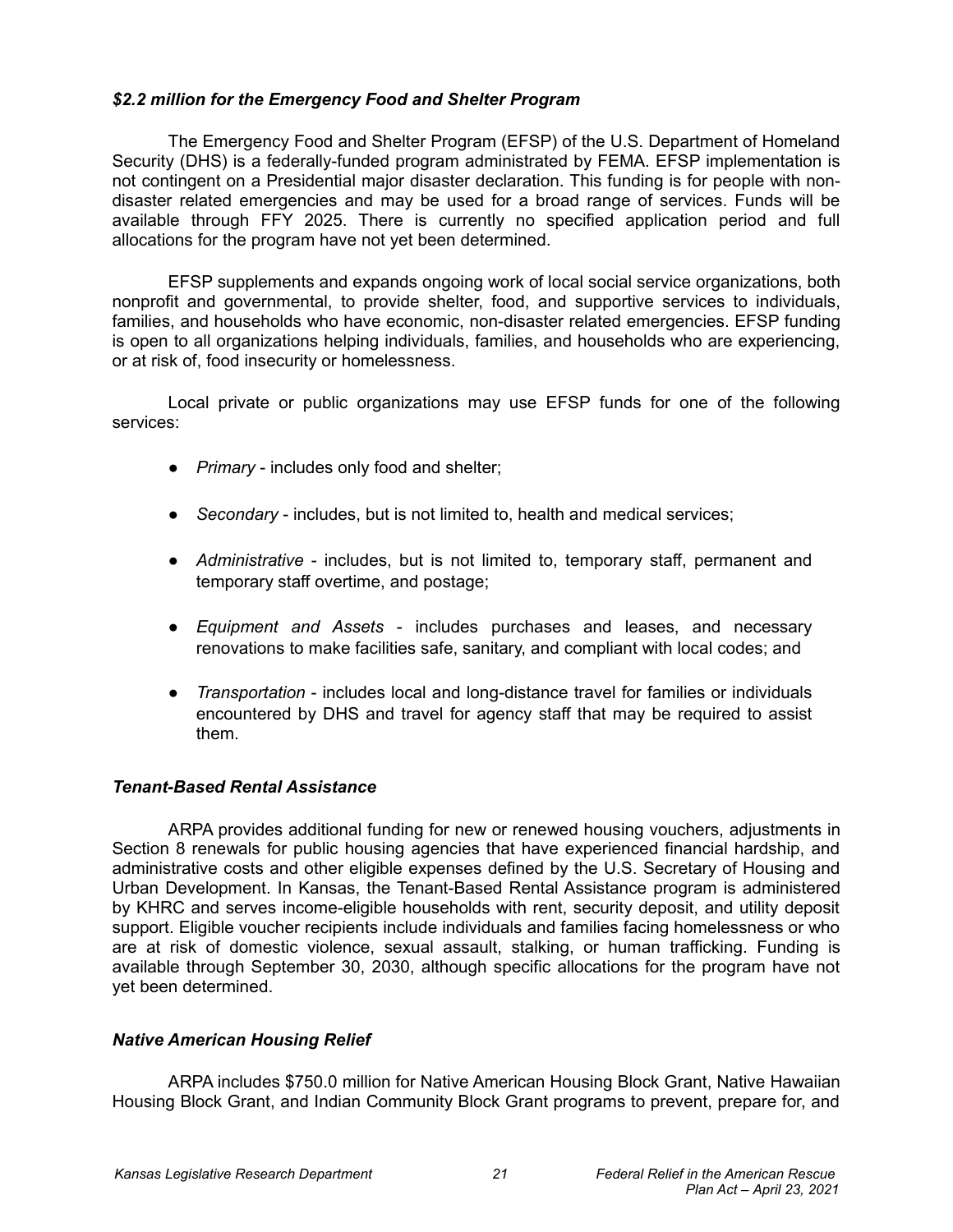### *$2.2 million for the Emergency Food and Shelter Program*

The Emergency Food and Shelter Program (EFSP) of the U.S. Department of Homeland Security (DHS) is a federally-funded program administrated by FEMA. EFSP implementation is not contingent on a Presidential major disaster declaration. This funding is for people with non-disaster related emergencies and may be used for a broad range of services. Funds will be available through FFY 2025. There is currently no specified application period and full allocations for the program have not yet been determined.

EFSP supplements and expands ongoing work of local social service organizations, both nonprofit and governmental, to provide shelter, food, and supportive services to individuals, families, and households who have economic, non-disaster related emergencies. EFSP funding is open to all organizations helping individuals, families, and households who are experiencing, or at risk of, food insecurity or homelessness.

Local private or public organizations may use EFSP funds for one of the following services:

- *Primary* - includes only food and shelter;
- *Secondary* - includes, but is not limited to, health and medical services;
- *Administrative* - includes, but is not limited to, temporary staff, permanent and temporary staff overtime, and postage;
- *Equipment and Assets* - includes purchases and leases, and necessary renovations to make facilities safe, sanitary, and compliant with local codes; and
- *Transportation* - includes local and long-distance travel for families or individuals encountered by DHS and travel for agency staff that may be required to assist them.

### *Tenant-Based Rental Assistance*

ARPA provides additional funding for new or renewed housing vouchers, adjustments in Section 8 renewals for public housing agencies that have experienced financial hardship, and administrative costs and other eligible expenses defined by the U.S. Secretary of Housing and Urban Development. In Kansas, the Tenant-Based Rental Assistance program is administered by KHRC and serves income-eligible households with rent, security deposit, and utility deposit support. Eligible voucher recipients include individuals and families facing homelessness or who are at risk of domestic violence, sexual assault, stalking, or human trafficking. Funding is available through September 30, 2030, although specific allocations for the program have not yet been determined.

### *Native American Housing Relief*

ARPA includes $750.0 million for Native American Housing Block Grant, Native Hawaiian Housing Block Grant, and Indian Community Block Grant programs to prevent, prepare for, and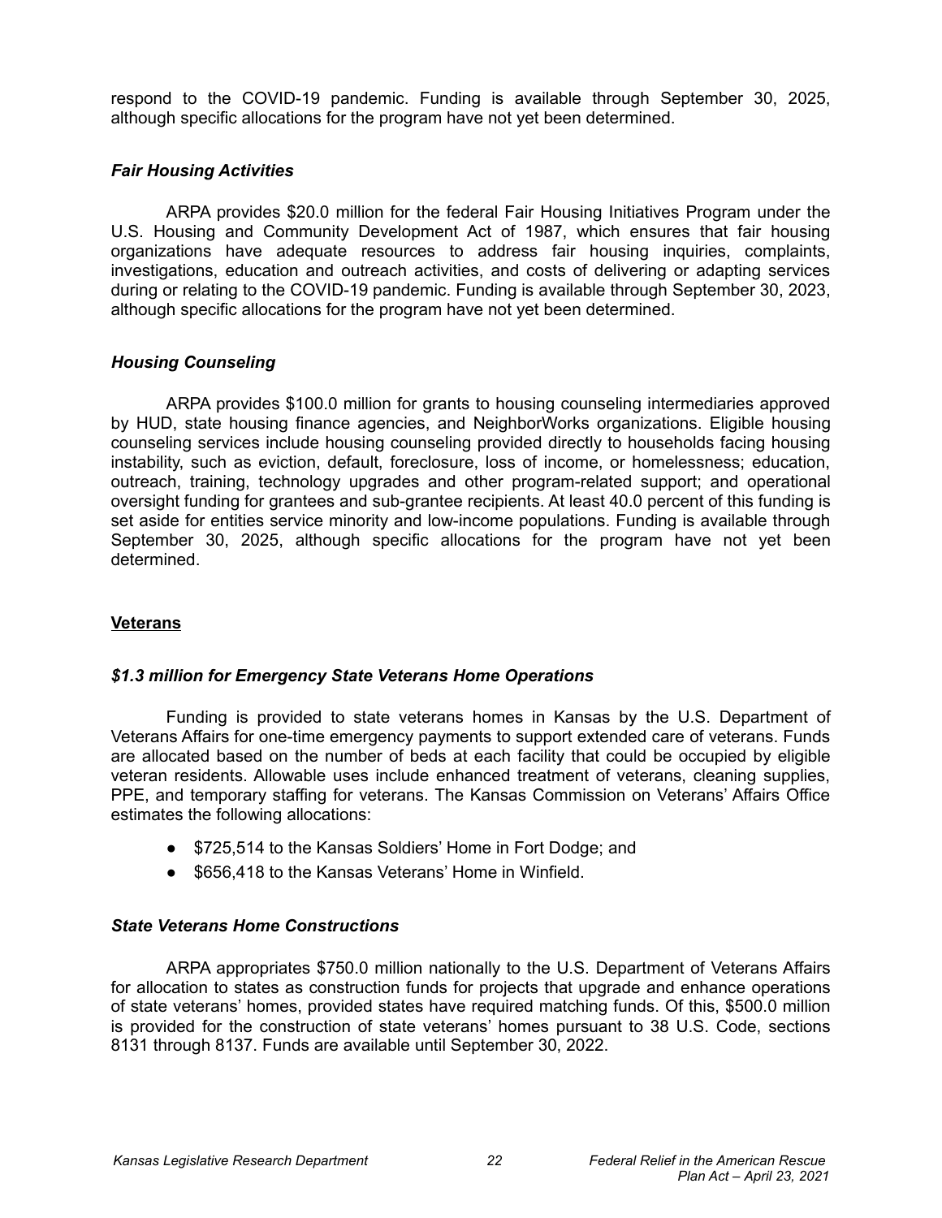respond to the COVID-19 pandemic. Funding is available through September 30, 2025, although specific allocations for the program have not yet been determined.

### *Fair Housing Activities*

ARPA provides $20.0 million for the federal Fair Housing Initiatives Program under the U.S. Housing and Community Development Act of 1987, which ensures that fair housing organizations have adequate resources to address fair housing inquiries, complaints, investigations, education and outreach activities, and costs of delivering or adapting services during or relating to the COVID-19 pandemic. Funding is available through September 30, 2023, although specific allocations for the program have not yet been determined.

### *Housing Counseling*

ARPA provides $100.0 million for grants to housing counseling intermediaries approved by HUD, state housing finance agencies, and NeighborWorks organizations. Eligible housing counseling services include housing counseling provided directly to households facing housing instability, such as eviction, default, foreclosure, loss of income, or homelessness; education, outreach, training, technology upgrades and other program-related support; and operational oversight funding for grantees and sub-grantee recipients. At least 40.0 percent of this funding is set aside for entities service minority and low-income populations. Funding is available through September 30, 2025, although specific allocations for the program have not yet been determined.

## <u>Veterans</u>

### *$1.3 million for Emergency State Veterans Home Operations*

Funding is provided to state veterans homes in Kansas by the U.S. Department of Veterans Affairs for one-time emergency payments to support extended care of veterans. Funds are allocated based on the number of beds at each facility that could be occupied by eligible veteran residents. Allowable uses include enhanced treatment of veterans, cleaning supplies, PPE, and temporary staffing for veterans. The Kansas Commission on Veterans' Affairs Office estimates the following allocations:

- $725,514 to the Kansas Soldiers' Home in Fort Dodge; and
- $656,418 to the Kansas Veterans' Home in Winfield.

### *State Veterans Home Constructions*

ARPA appropriates $750.0 million nationally to the U.S. Department of Veterans Affairs for allocation to states as construction funds for projects that upgrade and enhance operations of state veterans' homes, provided states have required matching funds. Of this, $500.0 million is provided for the construction of state veterans' homes pursuant to 38 U.S. Code, sections 8131 through 8137. Funds are available until September 30, 2022.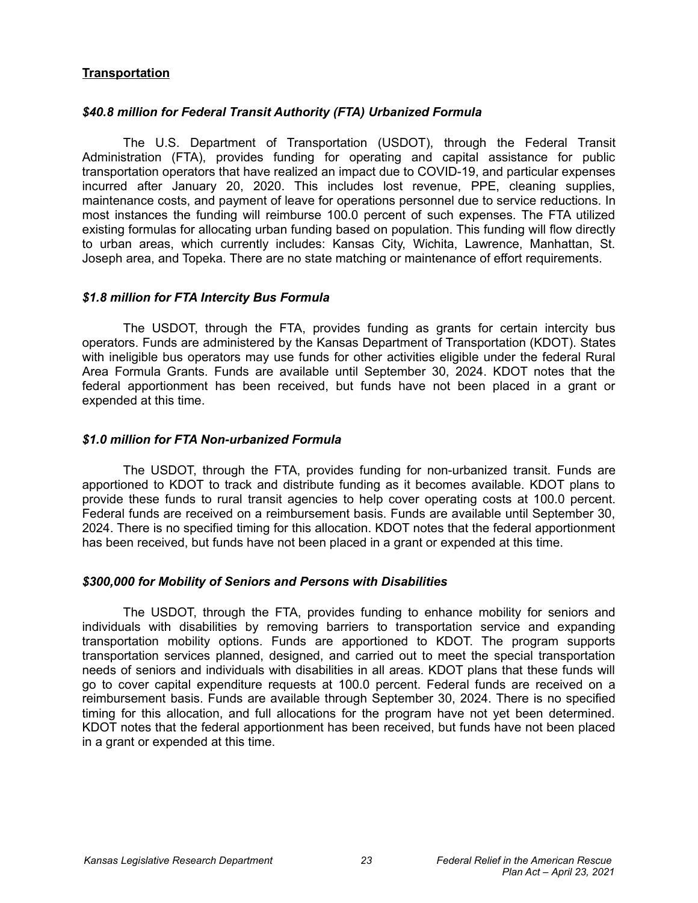**Transportation**

***$40.8 million for Federal Transit Authority (FTA) Urbanized Formula***

The U.S. Department of Transportation (USDOT), through the Federal Transit Administration (FTA), provides funding for operating and capital assistance for public transportation operators that have realized an impact due to COVID-19, and particular expenses incurred after January 20, 2020. This includes lost revenue, PPE, cleaning supplies, maintenance costs, and payment of leave for operations personnel due to service reductions. In most instances the funding will reimburse 100.0 percent of such expenses. The FTA utilized existing formulas for allocating urban funding based on population. This funding will flow directly to urban areas, which currently includes: Kansas City, Wichita, Lawrence, Manhattan, St. Joseph area, and Topeka. There are no state matching or maintenance of effort requirements.

***$1.8 million for FTA Intercity Bus Formula***

The USDOT, through the FTA, provides funding as grants for certain intercity bus operators. Funds are administered by the Kansas Department of Transportation (KDOT). States with ineligible bus operators may use funds for other activities eligible under the federal Rural Area Formula Grants. Funds are available until September 30, 2024. KDOT notes that the federal apportionment has been received, but funds have not been placed in a grant or expended at this time.

***$1.0 million for FTA Non-urbanized Formula***

The USDOT, through the FTA, provides funding for non-urbanized transit. Funds are apportioned to KDOT to track and distribute funding as it becomes available. KDOT plans to provide these funds to rural transit agencies to help cover operating costs at 100.0 percent. Federal funds are received on a reimbursement basis. Funds are available until September 30, 2024. There is no specified timing for this allocation. KDOT notes that the federal apportionment has been received, but funds have not been placed in a grant or expended at this time.

***$300,000 for Mobility of Seniors and Persons with Disabilities***

The USDOT, through the FTA, provides funding to enhance mobility for seniors and individuals with disabilities by removing barriers to transportation service and expanding transportation mobility options. Funds are apportioned to KDOT. The program supports transportation services planned, designed, and carried out to meet the special transportation needs of seniors and individuals with disabilities in all areas. KDOT plans that these funds will go to cover capital expenditure requests at 100.0 percent. Federal funds are received on a reimbursement basis. Funds are available through September 30, 2024. There is no specified timing for this allocation, and full allocations for the program have not yet been determined. KDOT notes that the federal apportionment has been received, but funds have not been placed in a grant or expended at this time.